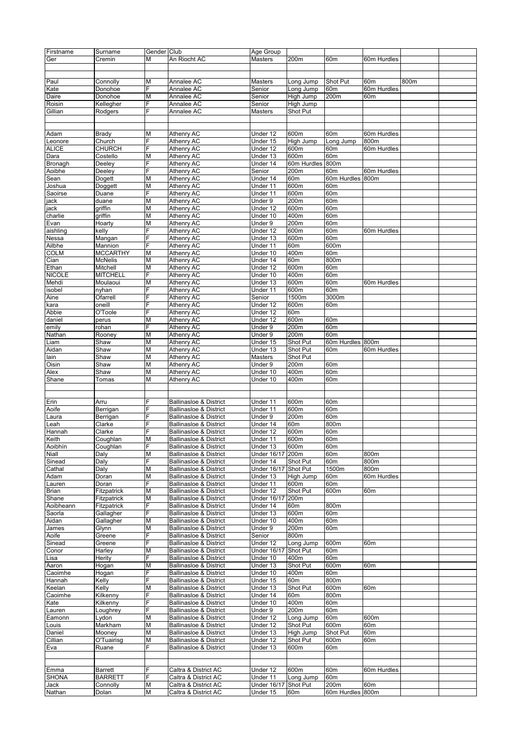| Firstname | Surname | Gender | Club | Age Group | | | | | |
|---|---|---|---|---|---|---|---|---|---|
| Ger | Cremin | M | An Riocht AC | Masters | 200m | 60m | 60m Hurdles | | |
| | | | | | | | | | |
| | | | | | | | | | |
| Paul | Connolly | M | Annalee AC | Masters | Long Jump | Shot Put | 60m | 800m | |
| Kate | Donohoe | F | Annalee AC | Senior | Long Jump | 60m | 60m Hurdles | | |
| Daire | Donohoe | M | Annalee AC | Senior | High Jump | 200m | 60m | | |
| Roisin | Kellegher | F | Annalee AC | Senior | High Jump | | | | |
| Gillian | Rodgers | F | Annalee AC | Masters | Shot Put | | | | |
| | | | | | | | | | |
| | | | | | | | | | |
| Adam | Brady | M | Athenry AC | Under 12 | 600m | 60m | 60m Hurdles | | |
| Leonore | Church | F | Athenry AC | Under 15 | High Jump | Long Jump | 800m | | |
| ALICE | CHURCH | F | Athenry AC | Under 12 | 600m | 60m | 60m Hurdles | | |
| Dara | Costello | M | Athenry AC | Under 13 | 600m | 60m | | | |
| Bronagh | Deeley | F | Athenry AC | Under 14 | 60m Hurdles | 800m | | | |
| Aoibhe | Deeley | F | Athenry AC | Senior | 200m | 60m | 60m Hurdles | | |
| Sean | Dogett | M | Athenry AC | Under 14 | 60m | 60m Hurdles | 800m | | |
| Joshua | Doggett | M | Athenry AC | Under 11 | 600m | 60m | | | |
| Saoirse | Duane | F | Athenry AC | Under 11 | 600m | 60m | | | |
| jack | duane | M | Athenry AC | Under 9 | 200m | 60m | | | |
| jack | griffin | M | Athenry AC | Under 12 | 600m | 60m | | | |
| charlie | griffin | M | Athenry AC | Under 10 | 400m | 60m | | | |
| Evan | Hoarty | M | Athenry AC | Under 9 | 200m | 60m | | | |
| aishling | kelly | F | Athenry AC | Under 12 | 600m | 60m | 60m Hurdles | | |
| Nessa | Mangan | F | Athenry AC | Under 13 | 600m | 60m | | | |
| Ailbhe | Mannion | F | Athenry AC | Under 11 | 60m | 600m | | | |
| COLM | MCCARTHY | M | Athenry AC | Under 10 | 400m | 60m | | | |
| Cian | McNelis | M | Athenry AC | Under 14 | 60m | 800m | | | |
| Ethan | Mitchell | M | Athenry AC | Under 12 | 600m | 60m | | | |
| NICOLE | MITCHELL | F | Athenry AC | Under 10 | 400m | 60m | | | |
| Mehdi | Moulaoui | M | Athenry AC | Under 13 | 600m | 60m | 60m Hurdles | | |
| isobel | nyhan | F | Athenry AC | Under 11 | 600m | 60m | | | |
| Aine | Ofarrell | F | Athenry AC | Senior | 1500m | 3000m | | | |
| kara | oneill | F | Athenry AC | Under 12 | 600m | 60m | | | |
| Abbie | O'Toole | F | Athenry AC | Under 12 | 60m | | | | |
| daniel | perus | M | Athenry AC | Under 12 | 600m | 60m | | | |
| emily | rohan | F | Athenry AC | Under 9 | 200m | 60m | | | |
| Nathan | Rooney | M | Athenry AC | Under 9 | 200m | 60m | | | |
| Liam | Shaw | M | Athenry AC | Under 15 | Shot Put | 60m Hurdles | 800m | | |
| Aidan | Shaw | M | Athenry AC | Under 13 | Shot Put | 60m | 60m Hurdles | | |
| Iain | Shaw | M | Athenry AC | Masters | Shot Put | | | | |
| Oisin | Shaw | M | Athenry AC | Under 9 | 200m | 60m | | | |
| Alex | Shaw | M | Athenry AC | Under 10 | 400m | 60m | | | |
| Shane | Tomas | M | Athenry AC | Under 10 | 400m | 60m | | | |
| | | | | | | | | | |
| | | | | | | | | | |
| Erin | Arru | F | Ballinasloe & District | Under 11 | 600m | 60m | | | |
| Aoife | Berrigan | F | Ballinasloe & District | Under 11 | 600m | 60m | | | |
| Laura | Berrigan | F | Ballinasloe & District | Under 9 | 200m | 60m | | | |
| Leah | Clarke | F | Ballinasloe & District | Under 14 | 60m | 800m | | | |
| Hannah | Clarke | F | Ballinasloe & District | Under 12 | 600m | 60m | | | |
| Keith | Coughlan | M | Ballinasloe & District | Under 11 | 600m | 60m | | | |
| Aoibhín | Coughlan | F | Ballinasloe & District | Under 13 | 600m | 60m | | | |
| Niall | Daly | M | Ballinasloe & District | Under 16/17 | 200m | 60m | 800m | | |
| Sinead | Daly | F | Ballinasloe & District | Under 14 | Shot Put | 60m | 800m | | |
| Cathal | Daly | M | Ballinasloe & District | Under 16/17 | Shot Put | 1500m | 800m | | |
| Adam | Doran | M | Ballinasloe & District | Under 13 | High Jump | 60m | 60m Hurdles | | |
| Lauren | Doran | F | Ballinasloe & District | Under 11 | 600m | 60m | | | |
| Brian | Fitzpatrick | M | Ballinasloe & District | Under 12 | Shot Put | 600m | 60m | | |
| Shane | Fitzpatrick | M | Ballinasloe & District | Under 16/17 | 200m | | | | |
| Aoibheann | Fitzpatrick | F | Ballinasloe & District | Under 14 | 60m | 800m | | | |
| Saorla | Gallagher | F | Ballinasloe & District | Under 13 | 600m | 60m | | | |
| Aidan | Gallagher | M | Ballinasloe & District | Under 10 | 400m | 60m | | | |
| James | Glynn | M | Ballinasloe & District | Under 9 | 200m | 60m | | | |
| Aoife | Greene | F | Ballinasloe & District | Senior | 800m | | | | |
| Sinead | Greene | F | Ballinasloe & District | Under 12 | Long Jump | 600m | 60m | | |
| Conor | Harley | M | Ballinasloe & District | Under 16/17 | Shot Put | 60m | | | |
| Lisa | Herity | F | Ballinasloe & District | Under 10 | 400m | 60m | | | |
| Aaron | Hogan | M | Ballinasloe & District | Under 13 | Shot Put | 600m | 60m | | |
| Caoimhe | Hogan | F | Ballinasloe & District | Under 10 | 400m | 60m | | | |
| Hannah | Kelly | F | Ballinasloe & District | Under 15 | 60m | 800m | | | |
| Keelan | Kelly | M | Ballinasloe & District | Under 13 | Shot Put | 600m | 60m | | |
| Caoimhe | Kilkenny | F | Ballinasloe & District | Under 14 | 60m | 800m | | | |
| Kate | Kilkenny | F | Ballinasloe & District | Under 10 | 400m | 60m | | | |
| Lauren | Loughrey | F | Ballinasloe & District | Under 9 | 200m | 60m | | | |
| Eamonn | Lydon | M | Ballinasloe & District | Under 12 | Long Jump | 60m | 600m | | |
| Louis | Markham | M | Ballinasloe & District | Under 12 | Shot Put | 600m | 60m | | |
| Daniel | Mooney | M | Ballinasloe & District | Under 13 | High Jump | Shot Put | 60m | | |
| Cillian | O'Tuairisg | M | Ballinasloe & District | Under 12 | Shot Put | 600m | 60m | | |
| Eva | Ruane | F | Ballinasloe & District | Under 13 | 600m | 60m | | | |
| | | | | | | | | | |
| | | | | | | | | | |
| Emma | Barrett | F | Caltra & District AC | Under 12 | 600m | 60m | 60m Hurdles | | |
| SHONA | BARRETT | F | Caltra & District AC | Under 11 | Long Jump | 60m | | | |
| Jack | Connolly | M | Caltra & District AC | Under 16/17 | Shot Put | 200m | 60m | | |
| Nathan | Dolan | M | Caltra & District AC | Under 15 | 60m | 60m Hurdles | 800m | | |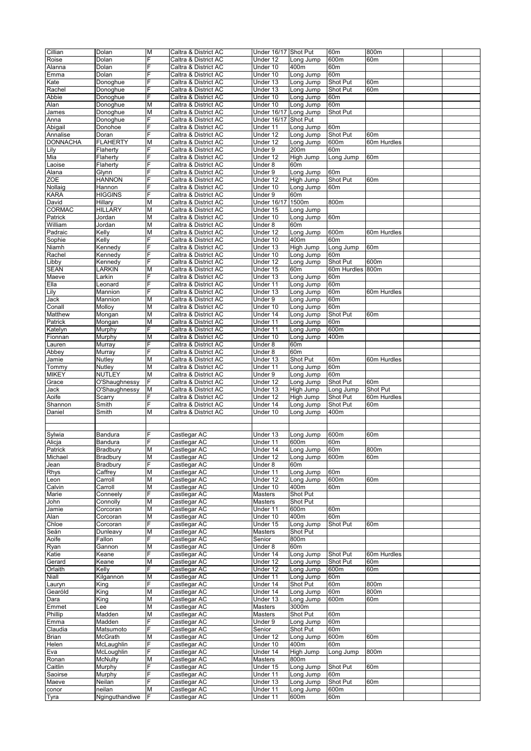| Cillian | Dolan | M | Caltra & District AC | Under 16/17 | Shot Put | 60m | 800m | | |
|---|---|---|---|---|---|---|---|---|---|
| Roise | Dolan | F | Caltra & District AC | Under 12 | Long Jump | 600m | 60m | | |
| Alanna | Dolan | F | Caltra & District AC | Under 10 | 400m | 60m | | | |
| Emma | Dolan | F | Caltra & District AC | Under 10 | Long Jump | 60m | | | |
| Kate | Donoghue | F | Caltra & District AC | Under 13 | Long Jump | Shot Put | 60m | | |
| Rachel | Donoghue | F | Caltra & District AC | Under 13 | Long Jump | Shot Put | 60m | | |
| Abbie | Donoghue | F | Caltra & District AC | Under 10 | Long Jump | 60m | | | |
| Alan | Donoghue | M | Caltra & District AC | Under 10 | Long Jump | 60m | | | |
| James | Donoghue | M | Caltra & District AC | Under 16/17 | Long Jump | Shot Put | | | |
| Anna | Donoghue | F | Caltra & District AC | Under 16/17 | Shot Put | | | | |
| Abigail | Donohoe | F | Caltra & District AC | Under 11 | Long Jump | 60m | | | |
| Annalise | Doran | F | Caltra & District AC | Under 12 | Long Jump | Shot Put | 60m | | |
| DONNACHA | FLAHERTY | M | Caltra & District AC | Under 12 | Long Jump | 600m | 60m Hurdles | | |
| Lily | Flaherty | F | Caltra & District AC | Under 9 | 200m | 60m | | | |
| Mia | Flaherty | F | Caltra & District AC | Under 12 | High Jump | Long Jump | 60m | | |
| Laoise | Flaherty | F | Caltra & District AC | Under 8 | 60m | | | | |
| Alana | Glynn | F | Caltra & District AC | Under 9 | Long Jump | 60m | | | |
| ZOE | HANNON | F | Caltra & District AC | Under 12 | High Jump | Shot Put | 60m | | |
| Nollaig | Hannon | F | Caltra & District AC | Under 10 | Long Jump | 60m | | | |
| KARA | HIGGINS | F | Caltra & District AC | Under 9 | 60m | | | | |
| David | Hillary | M | Caltra & District AC | Under 16/17 | 1500m | 800m | | | |
| CORMAC | HILLARY | M | Caltra & District AC | Under 15 | Long Jump | | | | |
| Patrick | Jordan | M | Caltra & District AC | Under 10 | Long Jump | 60m | | | |
| William | Jordan | M | Caltra & District AC | Under 8 | 60m | | | | |
| Padraic | Kelly | M | Caltra & District AC | Under 12 | Long Jump | 600m | 60m Hurdles | | |
| Sophie | Kelly | F | Caltra & District AC | Under 10 | 400m | 60m | | | |
| Niamh | Kennedy | F | Caltra & District AC | Under 13 | High Jump | Long Jump | 60m | | |
| Rachel | Kennedy | F | Caltra & District AC | Under 10 | Long Jump | 60m | | | |
| Libby | Kennedy | F | Caltra & District AC | Under 12 | Long Jump | Shot Put | 600m | | |
| SEAN | LARKIN | M | Caltra & District AC | Under 15 | 60m | 60m Hurdles | 800m | | |
| Maeve | Larkin | F | Caltra & District AC | Under 13 | Long Jump | 60m | | | |
| Ella | Leonard | F | Caltra & District AC | Under 11 | Long Jump | 60m | | | |
| Lily | Mannion | F | Caltra & District AC | Under 13 | Long Jump | 60m | 60m Hurdles | | |
| Jack | Mannion | M | Caltra & District AC | Under 9 | Long Jump | 60m | | | |
| Conall | Molloy | M | Caltra & District AC | Under 10 | Long Jump | 60m | | | |
| Matthew | Mongan | M | Caltra & District AC | Under 14 | Long Jump | Shot Put | 60m | | |
| Patrick | Mongan | M | Caltra & District AC | Under 11 | Long Jump | 60m | | | |
| Katelyn | Murphy | F | Caltra & District AC | Under 11 | Long Jump | 600m | | | |
| Fionnan | Murphy | M | Caltra & District AC | Under 10 | Long Jump | 400m | | | |
| Lauren | Murray | F | Caltra & District AC | Under 8 | 60m | | | | |
| Abbey | Murray | F | Caltra & District AC | Under 8 | 60m | | | | |
| Jamie | Nutley | M | Caltra & District AC | Under 13 | Shot Put | 60m | 60m Hurdles | | |
| Tommy | Nutley | M | Caltra & District AC | Under 11 | Long Jump | 60m | | | |
| MIKEY | NUTLEY | M | Caltra & District AC | Under 9 | Long Jump | 60m | | | |
| Grace | O'Shaughnessy | F | Caltra & District AC | Under 12 | Long Jump | Shot Put | 60m | | |
| Jack | O'Shaughnessy | M | Caltra & District AC | Under 13 | High Jump | Long Jump | Shot Put | | |
| Aoife | Scarry | F | Caltra & District AC | Under 12 | High Jump | Shot Put | 60m Hurdles | | |
| Shannon | Smith | F | Caltra & District AC | Under 14 | Long Jump | Shot Put | 60m | | |
| Daniel | Smith | M | Caltra & District AC | Under 10 | Long Jump | 400m | | | |
| | | | | | | | | | |
| | | | | | | | | | |
| Sylwia | Bandura | F | Castlegar AC | Under 13 | Long Jump | 600m | 60m | | |
| Alicja | Bandura | F | Castlegar AC | Under 11 | 600m | 60m | | | |
| Patrick | Bradbury | M | Castlegar AC | Under 14 | Long Jump | 60m | 800m | | |
| Michael | Bradbury | M | Castlegar AC | Under 12 | Long Jump | 600m | 60m | | |
| Jean | Bradbury | F | Castlegar AC | Under 8 | 60m | | | | |
| Rhys | Caffrey | M | Castlegar AC | Under 11 | Long Jump | 60m | | | |
| Leon | Carroll | M | Castlegar AC | Under 12 | Long Jump | 600m | 60m | | |
| Calvin | Carroll | M | Castlegar AC | Under 10 | 400m | 60m | | | |
| Marie | Conneely | F | Castlegar AC | Masters | Shot Put | | | | |
| John | Connolly | M | Castlegar AC | Masters | Shot Put | | | | |
| Jamie | Corcoran | M | Castlegar AC | Under 11 | 600m | 60m | | | |
| Alan | Corcoran | M | Castlegar AC | Under 10 | 400m | 60m | | | |
| Chloe | Corcoran | F | Castlegar AC | Under 15 | Long Jump | Shot Put | 60m | | |
| Seán | Dunleavy | M | Castlegar AC | Masters | Shot Put | | | | |
| Aoife | Fallon | F | Castlegar AC | Senior | 800m | | | | |
| Ryan | Gannon | M | Castlegar AC | Under 8 | 60m | | | | |
| Katie | Keane | F | Castlegar AC | Under 14 | Long Jump | Shot Put | 60m Hurdles | | |
| Gerard | Keane | M | Castlegar AC | Under 12 | Long Jump | Shot Put | 60m | | |
| Orlaith | Kelly | F | Castlegar AC | Under 12 | Long Jump | 600m | 60m | | |
| Niall | Kilgannon | M | Castlegar AC | Under 11 | Long Jump | 60m | | | |
| Lauryn | King | F | Castlegar AC | Under 14 | Shot Put | 60m | 800m | | |
| Gearóld | King | M | Castlegar AC | Under 14 | Long Jump | 60m | 800m | | |
| Dara | King | M | Castlegar AC | Under 13 | Long Jump | 600m | 60m | | |
| Emmet | Lee | M | Castlegar AC | Masters | 3000m | | | | |
| Phillip | Madden | M | Castlegar AC | Masters | Shot Put | 60m | | | |
| Emma | Madden | F | Castlegar AC | Under 9 | Long Jump | 60m | | | |
| Claudia | Matsumoto | F | Castlegar AC | Senior | Shot Put | 60m | | | |
| Brian | McGrath | M | Castlegar AC | Under 12 | Long Jump | 600m | 60m | | |
| Helen | McLaughlin | F | Castlegar AC | Under 10 | 400m | 60m | | | |
| Eva | McLoughlin | F | Castlegar AC | Under 14 | High Jump | Long Jump | 800m | | |
| Ronan | McNulty | M | Castlegar AC | Masters | 800m | | | | |
| Caitlin | Murphy | F | Castlegar AC | Under 15 | Long Jump | Shot Put | 60m | | |
| Saoirse | Murphy | F | Castlegar AC | Under 11 | Long Jump | 60m | | | |
| Maeve | Neilan | F | Castlegar AC | Under 13 | Long Jump | Shot Put | 60m | | |
| conor | neilan | M | Castlegar AC | Under 11 | Long Jump | 600m | | | |
| Tyra | Nginguthandiwe | F | Castlegar AC | Under 11 | 600m | 60m | | | |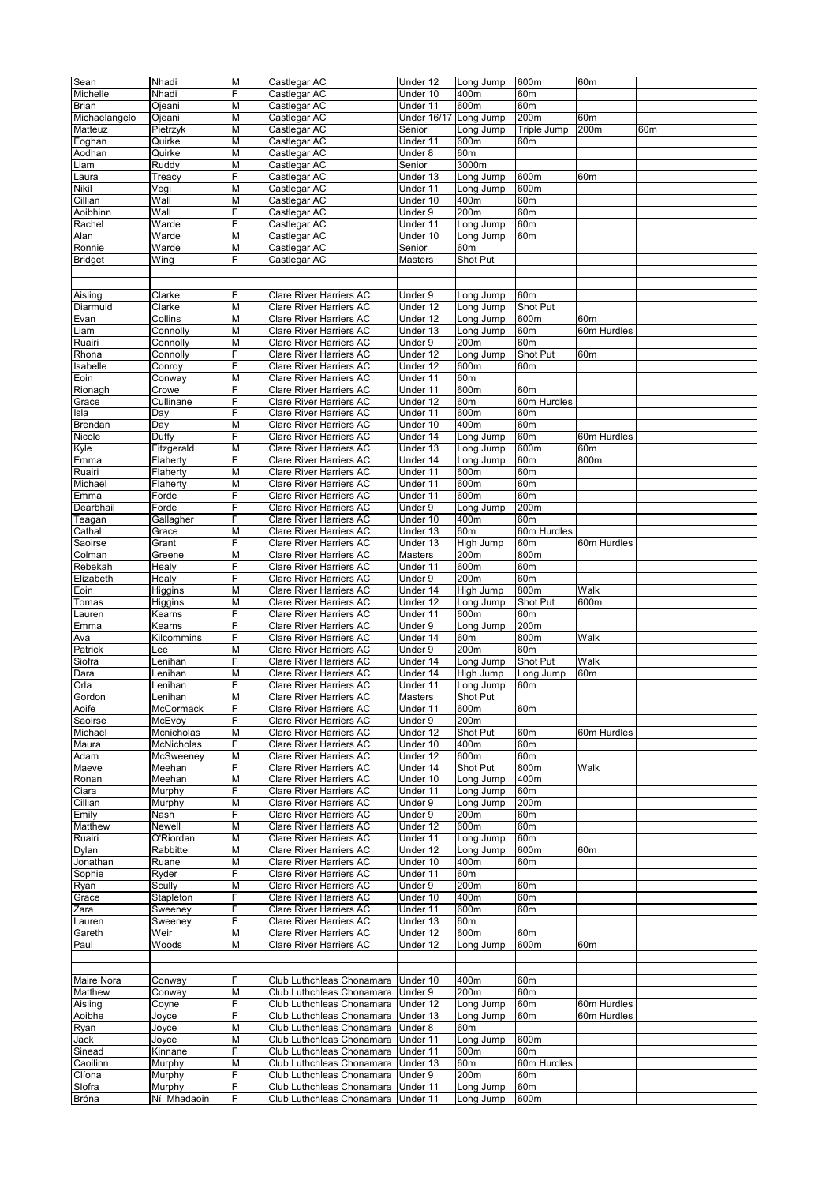| | | | | | | | | | |
|---|---|---|---|---|---|---|---|---|---|
| Sean | Nhadi | M | Castlegar AC | Under 12 | Long Jump | 600m | 60m | | |
| Michelle | Nhadi | F | Castlegar AC | Under 10 | 400m | 60m | | | |
| Brian | Ojeani | M | Castlegar AC | Under 11 | 600m | 60m | | | |
| Michaelangelo | Ojeani | M | Castlegar AC | Under 16/17 | Long Jump | 200m | 60m | | |
| Matteuz | Pietrzyk | M | Castlegar AC | Senior | Long Jump | Triple Jump | 200m | 60m | |
| Eoghan | Quirke | M | Castlegar AC | Under 11 | 600m | 60m | | | |
| Aodhan | Quirke | M | Castlegar AC | Under 8 | 60m | | | | |
| Liam | Ruddy | M | Castlegar AC | Senior | 3000m | | | | |
| Laura | Treacy | F | Castlegar AC | Under 13 | Long Jump | 600m | 60m | | |
| Nikil | Vegi | M | Castlegar AC | Under 11 | Long Jump | 600m | | | |
| Cillian | Wall | M | Castlegar AC | Under 10 | 400m | 60m | | | |
| Aoibhinn | Wall | F | Castlegar AC | Under 9 | 200m | 60m | | | |
| Rachel | Warde | F | Castlegar AC | Under 11 | Long Jump | 60m | | | |
| Alan | Warde | M | Castlegar AC | Under 10 | Long Jump | 60m | | | |
| Ronnie | Warde | M | Castlegar AC | Senior | 60m | | | | |
| Bridget | Wing | F | Castlegar AC | Masters | Shot Put | | | | |
| | | | | | | | | | |
| | | | | | | | | | |
| Aisling | Clarke | F | Clare River Harriers AC | Under 9 | Long Jump | 60m | | | |
| Diarmuid | Clarke | M | Clare River Harriers AC | Under 12 | Long Jump | Shot Put | | | |
| Evan | Collins | M | Clare River Harriers AC | Under 12 | Long Jump | 600m | 60m | | |
| Liam | Connolly | M | Clare River Harriers AC | Under 13 | Long Jump | 60m | 60m Hurdles | | |
| Ruairi | Connolly | M | Clare River Harriers AC | Under 9 | 200m | 60m | | | |
| Rhona | Connolly | F | Clare River Harriers AC | Under 12 | Long Jump | Shot Put | 60m | | |
| Isabelle | Conroy | F | Clare River Harriers AC | Under 12 | 600m | 60m | | | |
| Eoin | Conway | M | Clare River Harriers AC | Under 11 | 60m | | | | |
| Rionagh | Crowe | F | Clare River Harriers AC | Under 11 | 600m | 60m | | | |
| Grace | Cullinane | F | Clare River Harriers AC | Under 12 | 60m | 60m Hurdles | | | |
| Isla | Day | F | Clare River Harriers AC | Under 11 | 600m | 60m | | | |
| Brendan | Day | M | Clare River Harriers AC | Under 10 | 400m | 60m | | | |
| Nicole | Duffy | F | Clare River Harriers AC | Under 14 | Long Jump | 60m | 60m Hurdles | | |
| Kyle | Fitzgerald | M | Clare River Harriers AC | Under 13 | Long Jump | 600m | 60m | | |
| Emma | Flaherty | F | Clare River Harriers AC | Under 14 | Long Jump | 60m | 800m | | |
| Ruairi | Flaherty | M | Clare River Harriers AC | Under 11 | 600m | 60m | | | |
| Michael | Flaherty | M | Clare River Harriers AC | Under 11 | 600m | 60m | | | |
| Emma | Forde | F | Clare River Harriers AC | Under 11 | 600m | 60m | | | |
| Dearbhail | Forde | F | Clare River Harriers AC | Under 9 | Long Jump | 200m | | | |
| Teagan | Gallagher | F | Clare River Harriers AC | Under 10 | 400m | 60m | | | |
| Cathal | Grace | M | Clare River Harriers AC | Under 13 | 60m | 60m Hurdles | | | |
| Saoirse | Grant | F | Clare River Harriers AC | Under 13 | High Jump | 60m | 60m Hurdles | | |
| Colman | Greene | M | Clare River Harriers AC | Masters | 200m | 800m | | | |
| Rebekah | Healy | F | Clare River Harriers AC | Under 11 | 600m | 60m | | | |
| Elizabeth | Healy | F | Clare River Harriers AC | Under 9 | 200m | 60m | | | |
| Eoin | Higgins | M | Clare River Harriers AC | Under 14 | High Jump | 800m | Walk | | |
| Tomas | Higgins | M | Clare River Harriers AC | Under 12 | Long Jump | Shot Put | 600m | | |
| Lauren | Kearns | F | Clare River Harriers AC | Under 11 | 600m | 60m | | | |
| Emma | Kearns | F | Clare River Harriers AC | Under 9 | Long Jump | 200m | | | |
| Ava | Kilcommins | F | Clare River Harriers AC | Under 14 | 60m | 800m | Walk | | |
| Patrick | Lee | M | Clare River Harriers AC | Under 9 | 200m | 60m | | | |
| Siofra | Lenihan | F | Clare River Harriers AC | Under 14 | Long Jump | Shot Put | Walk | | |
| Dara | Lenihan | M | Clare River Harriers AC | Under 14 | High Jump | Long Jump | 60m | | |
| Orla | Lenihan | F | Clare River Harriers AC | Under 11 | Long Jump | 60m | | | |
| Gordon | Lenihan | M | Clare River Harriers AC | Masters | Shot Put | | | | |
| Aoife | McCormack | F | Clare River Harriers AC | Under 11 | 600m | 60m | | | |
| Saoirse | McEvoy | F | Clare River Harriers AC | Under 9 | 200m | | | | |
| Michael | Mcnicholas | M | Clare River Harriers AC | Under 12 | Shot Put | 60m | 60m Hurdles | | |
| Maura | McNicholas | F | Clare River Harriers AC | Under 10 | 400m | 60m | | | |
| Adam | McSweeney | M | Clare River Harriers AC | Under 12 | 600m | 60m | | | |
| Maeve | Meehan | F | Clare River Harriers AC | Under 14 | Shot Put | 800m | Walk | | |
| Ronan | Meehan | M | Clare River Harriers AC | Under 10 | Long Jump | 400m | | | |
| Ciara | Murphy | F | Clare River Harriers AC | Under 11 | Long Jump | 60m | | | |
| Cillian | Murphy | M | Clare River Harriers AC | Under 9 | Long Jump | 200m | | | |
| Emily | Nash | F | Clare River Harriers AC | Under 9 | 200m | 60m | | | |
| Matthew | Newell | M | Clare River Harriers AC | Under 12 | 600m | 60m | | | |
| Ruairi | O'Riordan | M | Clare River Harriers AC | Under 11 | Long Jump | 60m | | | |
| Dylan | Rabbitte | M | Clare River Harriers AC | Under 12 | Long Jump | 600m | 60m | | |
| Jonathan | Ruane | M | Clare River Harriers AC | Under 10 | 400m | 60m | | | |
| Sophie | Ryder | F | Clare River Harriers AC | Under 11 | 60m | | | | |
| Ryan | Scully | M | Clare River Harriers AC | Under 9 | 200m | 60m | | | |
| Grace | Stapleton | F | Clare River Harriers AC | Under 10 | 400m | 60m | | | |
| Zara | Sweeney | F | Clare River Harriers AC | Under 11 | 600m | 60m | | | |
| Lauren | Sweeney | F | Clare River Harriers AC | Under 13 | 60m | | | | |
| Gareth | Weir | M | Clare River Harriers AC | Under 12 | 600m | 60m | | | |
| Paul | Woods | M | Clare River Harriers AC | Under 12 | Long Jump | 600m | 60m | | |
| | | | | | | | | | |
| | | | | | | | | | |
| Maire Nora | Conway | F | Club Luthchleas Chonamara | Under 10 | 400m | 60m | | | |
| Matthew | Conway | M | Club Luthchleas Chonamara | Under 9 | 200m | 60m | | | |
| Aisling | Coyne | F | Club Luthchleas Chonamara | Under 12 | Long Jump | 60m | 60m Hurdles | | |
| Aoibhe | Joyce | F | Club Luthchleas Chonamara | Under 13 | Long Jump | 60m | 60m Hurdles | | |
| Ryan | Joyce | M | Club Luthchleas Chonamara | Under 8 | 60m | | | | |
| Jack | Joyce | M | Club Luthchleas Chonamara | Under 11 | Long Jump | 600m | | | |
| Sinead | Kinnane | F | Club Luthchleas Chonamara | Under 11 | 600m | 60m | | | |
| Caoilinn | Murphy | M | Club Luthchleas Chonamara | Under 13 | 60m | 60m Hurdles | | | |
| Clíona | Murphy | F | Club Luthchleas Chonamara | Under 9 | 200m | 60m | | | |
| Slofra | Murphy | F | Club Luthchleas Chonamara | Under 11 | Long Jump | 60m | | | |
| Bróna | Ní Mhadaoin | F | Club Luthchleas Chonamara | Under 11 | Long Jump | 600m | | | |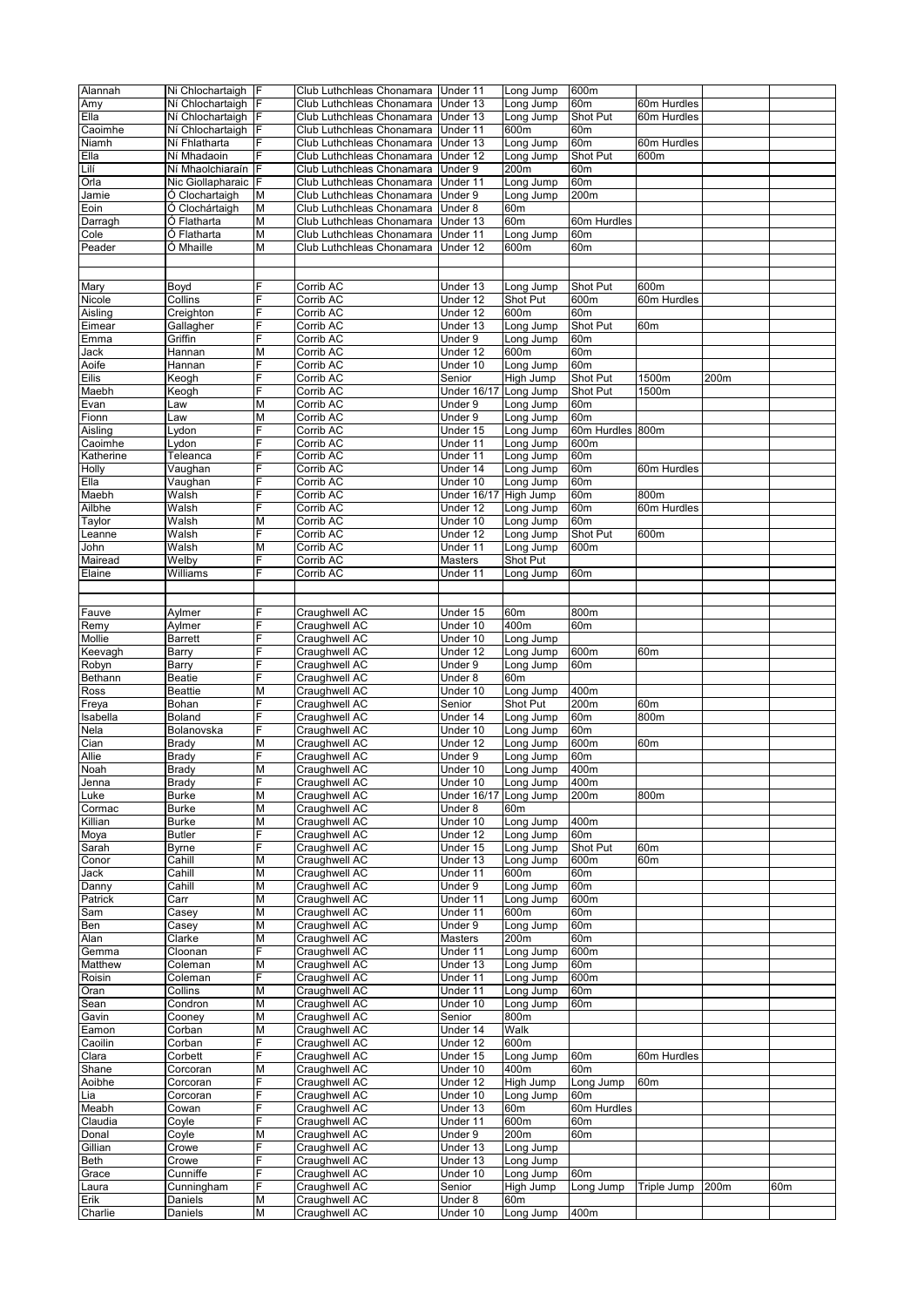| | | | | | | | | | |
|---|---|---|---|---|---|---|---|---|---|
| Alannah | Ni Chlochartaigh | F | Club Luthchleas Chonamara | Under 11 | Long Jump | 600m | | | |
| Amy | Ní Chlochartaigh | F | Club Luthchleas Chonamara | Under 13 | Long Jump | 60m | 60m Hurdles | | |
| Ella | Ní Chlochartaigh | F | Club Luthchleas Chonamara | Under 13 | Long Jump | Shot Put | 60m Hurdles | | |
| Caoimhe | Ní Chlochartaigh | F | Club Luthchleas Chonamara | Under 11 | 600m | 60m | | | |
| Niamh | Ní Fhlatharta | F | Club Luthchleas Chonamara | Under 13 | Long Jump | 60m | 60m Hurdles | | |
| Ella | Ní Mhadaoin | F | Club Luthchleas Chonamara | Under 12 | Long Jump | Shot Put | 600m | | |
| Lilí | Ní Mhaolchiaraín | F | Club Luthchleas Chonamara | Under 9 | 200m | 60m | | | |
| Orla | Nic Giollapharaic | F | Club Luthchleas Chonamara | Under 11 | Long Jump | 60m | | | |
| Jamie | Ó Clochartaigh | M | Club Luthchleas Chonamara | Under 9 | Long Jump | 200m | | | |
| Eoin | Ó Clochártaigh | M | Club Luthchleas Chonamara | Under 8 | 60m | | | | |
| Darragh | Ó Flatharta | M | Club Luthchleas Chonamara | Under 13 | 60m | 60m Hurdles | | | |
| Cole | Ó Flatharta | M | Club Luthchleas Chonamara | Under 11 | Long Jump | 60m | | | |
| Peader | Ó Mhaille | M | Club Luthchleas Chonamara | Under 12 | 600m | 60m | | | |
| | | | | | | | | | |
| | | | | | | | | | |
| Mary | Boyd | F | Corrib AC | Under 13 | Long Jump | Shot Put | 600m | | |
| Nicole | Collins | F | Corrib AC | Under 12 | Shot Put | 600m | 60m Hurdles | | |
| Aisling | Creighton | F | Corrib AC | Under 12 | 600m | 60m | | | |
| Eimear | Gallagher | F | Corrib AC | Under 13 | Long Jump | Shot Put | 60m | | |
| Emma | Griffin | F | Corrib AC | Under 9 | Long Jump | 60m | | | |
| Jack | Hannan | M | Corrib AC | Under 12 | 600m | 60m | | | |
| Aoife | Hannan | F | Corrib AC | Under 10 | Long Jump | 60m | | | |
| Eilis | Keogh | F | Corrib AC | Senior | High Jump | Shot Put | 1500m | 200m | |
| Maebh | Keogh | F | Corrib AC | Under 16/17 | Long Jump | Shot Put | 1500m | | |
| Evan | Law | M | Corrib AC | Under 9 | Long Jump | 60m | | | |
| Fionn | Law | M | Corrib AC | Under 9 | Long Jump | 60m | | | |
| Aisling | Lydon | F | Corrib AC | Under 15 | Long Jump | 60m Hurdles | 800m | | |
| Caoimhe | Lydon | F | Corrib AC | Under 11 | Long Jump | 600m | | | |
| Katherine | Teleanca | F | Corrib AC | Under 11 | Long Jump | 60m | | | |
| Holly | Vaughan | F | Corrib AC | Under 14 | Long Jump | 60m | 60m Hurdles | | |
| Ella | Vaughan | F | Corrib AC | Under 10 | Long Jump | 60m | | | |
| Maebh | Walsh | F | Corrib AC | Under 16/17 | High Jump | 60m | 800m | | |
| Ailbhe | Walsh | F | Corrib AC | Under 12 | Long Jump | 60m | 60m Hurdles | | |
| Taylor | Walsh | M | Corrib AC | Under 10 | Long Jump | 60m | | | |
| Leanne | Walsh | F | Corrib AC | Under 12 | Long Jump | Shot Put | 600m | | |
| John | Walsh | M | Corrib AC | Under 11 | Long Jump | 600m | | | |
| Mairead | Welby | F | Corrib AC | Masters | Shot Put | | | | |
| Elaine | Williams | F | Corrib AC | Under 11 | Long Jump | 60m | | | |
| | | | | | | | | | |
| | | | | | | | | | |
| Fauve | Aylmer | F | Craughwell AC | Under 15 | 60m | 800m | | | |
| Remy | Aylmer | F | Craughwell AC | Under 10 | 400m | 60m | | | |
| Mollie | Barrett | F | Craughwell AC | Under 10 | Long Jump | | | | |
| Keevagh | Barry | F | Craughwell AC | Under 12 | Long Jump | 600m | 60m | | |
| Robyn | Barry | F | Craughwell AC | Under 9 | Long Jump | 60m | | | |
| Bethann | Beatie | F | Craughwell AC | Under 8 | 60m | | | | |
| Ross | Beattie | M | Craughwell AC | Under 10 | Long Jump | 400m | | | |
| Freya | Bohan | F | Craughwell AC | Senior | Shot Put | 200m | 60m | | |
| Isabella | Boland | F | Craughwell AC | Under 14 | Long Jump | 60m | 800m | | |
| Nela | Bolanovska | F | Craughwell AC | Under 10 | Long Jump | 60m | | | |
| Cian | Brady | M | Craughwell AC | Under 12 | Long Jump | 600m | 60m | | |
| Allie | Brady | F | Craughwell AC | Under 9 | Long Jump | 60m | | | |
| Noah | Brady | M | Craughwell AC | Under 10 | Long Jump | 400m | | | |
| Jenna | Brady | F | Craughwell AC | Under 10 | Long Jump | 400m | | | |
| Luke | Burke | M | Craughwell AC | Under 16/17 | Long Jump | 200m | 800m | | |
| Cormac | Burke | M | Craughwell AC | Under 8 | 60m | | | | |
| Killian | Burke | M | Craughwell AC | Under 10 | Long Jump | 400m | | | |
| Moya | Butler | F | Craughwell AC | Under 12 | Long Jump | 60m | | | |
| Sarah | Byrne | F | Craughwell AC | Under 15 | Long Jump | Shot Put | 60m | | |
| Conor | Cahill | M | Craughwell AC | Under 13 | Long Jump | 600m | 60m | | |
| Jack | Cahill | M | Craughwell AC | Under 11 | 600m | 60m | | | |
| Danny | Cahill | M | Craughwell AC | Under 9 | Long Jump | 60m | | | |
| Patrick | Carr | M | Craughwell AC | Under 11 | Long Jump | 600m | | | |
| Sam | Casey | M | Craughwell AC | Under 11 | 600m | 60m | | | |
| Ben | Casey | M | Craughwell AC | Under 9 | Long Jump | 60m | | | |
| Alan | Clarke | M | Craughwell AC | Masters | 200m | 60m | | | |
| Gemma | Cloonan | F | Craughwell AC | Under 11 | Long Jump | 600m | | | |
| Matthew | Coleman | M | Craughwell AC | Under 13 | Long Jump | 60m | | | |
| Roisin | Coleman | F | Craughwell AC | Under 11 | Long Jump | 600m | | | |
| Oran | Collins | M | Craughwell AC | Under 11 | Long Jump | 60m | | | |
| Sean | Condron | M | Craughwell AC | Under 10 | Long Jump | 60m | | | |
| Gavin | Cooney | M | Craughwell AC | Senior | 800m | | | | |
| Eamon | Corban | M | Craughwell AC | Under 14 | Walk | | | | |
| Caoilin | Corban | F | Craughwell AC | Under 12 | 600m | | | | |
| Clara | Corbett | F | Craughwell AC | Under 15 | Long Jump | 60m | 60m Hurdles | | |
| Shane | Corcoran | M | Craughwell AC | Under 10 | 400m | 60m | | | |
| Aoibhe | Corcoran | F | Craughwell AC | Under 12 | High Jump | Long Jump | 60m | | |
| Lia | Corcoran | F | Craughwell AC | Under 10 | Long Jump | 60m | | | |
| Meabh | Cowan | F | Craughwell AC | Under 13 | 60m | 60m Hurdles | | | |
| Claudia | Coyle | F | Craughwell AC | Under 11 | 600m | 60m | | | |
| Donal | Coyle | M | Craughwell AC | Under 9 | 200m | 60m | | | |
| Gillian | Crowe | F | Craughwell AC | Under 13 | Long Jump | | | | |
| Beth | Crowe | F | Craughwell AC | Under 13 | Long Jump | | | | |
| Grace | Cunniffe | F | Craughwell AC | Under 10 | Long Jump | 60m | | | |
| Laura | Cunningham | F | Craughwell AC | Senior | High Jump | Long Jump | Triple Jump | 200m | 60m |
| Erik | Daniels | M | Craughwell AC | Under 8 | 60m | | | | |
| Charlie | Daniels | M | Craughwell AC | Under 10 | Long Jump | 400m | | | |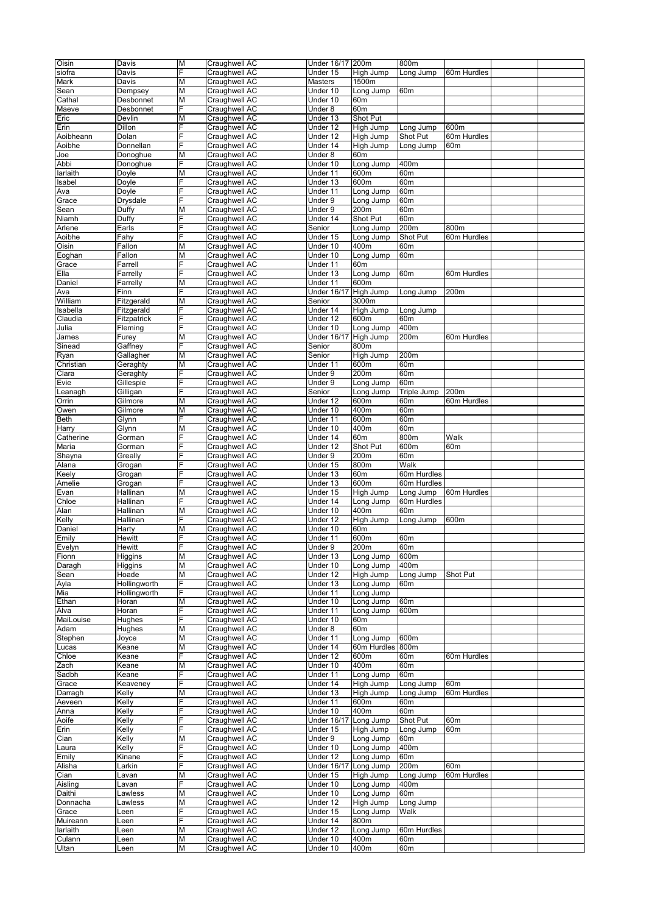| | | | | | | | | | |
|---|---|---|---|---|---|---|---|---|---|
| Oisin | Davis | M | Craughwell AC | Under 16/17 | 200m | 800m | | | |
| siofra | Davis | F | Craughwell AC | Under 15 | High Jump | Long Jump | 60m Hurdles | | |
| Mark | Davis | M | Craughwell AC | Masters | 1500m | | | | |
| Sean | Dempsey | M | Craughwell AC | Under 10 | Long Jump | 60m | | | |
| Cathal | Desbonnet | M | Craughwell AC | Under 10 | 60m | | | | |
| Maeve | Desbonnet | F | Craughwell AC | Under 8 | 60m | | | | |
| Eric | Devlin | M | Craughwell AC | Under 13 | Shot Put | | | | |
| Erin | Dillon | F | Craughwell AC | Under 12 | High Jump | Long Jump | 600m | | |
| Aoibheann | Dolan | F | Craughwell AC | Under 12 | High Jump | Shot Put | 60m Hurdles | | |
| Aoibhe | Donnellan | F | Craughwell AC | Under 14 | High Jump | Long Jump | 60m | | |
| Joe | Donoghue | M | Craughwell AC | Under 8 | 60m | | | | |
| Abbi | Donoghue | F | Craughwell AC | Under 10 | Long Jump | 400m | | | |
| Iarlaith | Doyle | M | Craughwell AC | Under 11 | 600m | 60m | | | |
| Isabel | Doyle | F | Craughwell AC | Under 13 | 600m | 60m | | | |
| Ava | Doyle | F | Craughwell AC | Under 11 | Long Jump | 60m | | | |
| Grace | Drysdale | F | Craughwell AC | Under 9 | Long Jump | 60m | | | |
| Sean | Duffy | M | Craughwell AC | Under 9 | 200m | 60m | | | |
| Niamh | Duffy | F | Craughwell AC | Under 14 | Shot Put | 60m | | | |
| Arlene | Earls | F | Craughwell AC | Senior | Long Jump | 200m | 800m | | |
| Aoibhe | Fahy | F | Craughwell AC | Under 15 | Long Jump | Shot Put | 60m Hurdles | | |
| Oisin | Fallon | M | Craughwell AC | Under 10 | 400m | 60m | | | |
| Eoghan | Fallon | M | Craughwell AC | Under 10 | Long Jump | 60m | | | |
| Grace | Farrell | F | Craughwell AC | Under 11 | 60m | | | | |
| Ella | Farrelly | F | Craughwell AC | Under 13 | Long Jump | 60m | 60m Hurdles | | |
| Daniel | Farrelly | M | Craughwell AC | Under 11 | 600m | | | | |
| Ava | Finn | F | Craughwell AC | Under 16/17 | High Jump | Long Jump | 200m | | |
| William | Fitzgerald | M | Craughwell AC | Senior | 3000m | | | | |
| Isabella | Fitzgerald | F | Craughwell AC | Under 14 | High Jump | Long Jump | | | |
| Claudia | Fitzpatrick | F | Craughwell AC | Under 12 | 600m | 60m | | | |
| Julia | Fleming | F | Craughwell AC | Under 10 | Long Jump | 400m | | | |
| James | Furey | M | Craughwell AC | Under 16/17 | High Jump | 200m | 60m Hurdles | | |
| Sinead | Gaffney | F | Craughwell AC | Senior | 800m | | | | |
| Ryan | Gallagher | M | Craughwell AC | Senior | High Jump | 200m | | | |
| Christian | Geraghty | M | Craughwell AC | Under 11 | 600m | 60m | | | |
| Clara | Geraghty | F | Craughwell AC | Under 9 | 200m | 60m | | | |
| Evie | Gillespie | F | Craughwell AC | Under 9 | Long Jump | 60m | | | |
| Leanagh | Gilligan | F | Craughwell AC | Senior | Long Jump | Triple Jump | 200m | | |
| Orrin | Gilmore | M | Craughwell AC | Under 12 | 600m | 60m | 60m Hurdles | | |
| Owen | Gilmore | M | Craughwell AC | Under 10 | 400m | 60m | | | |
| Beth | Glynn | F | Craughwell AC | Under 11 | 600m | 60m | | | |
| Harry | Glynn | M | Craughwell AC | Under 10 | 400m | 60m | | | |
| Catherine | Gorman | F | Craughwell AC | Under 14 | 60m | 800m | Walk | | |
| Maria | Gorman | F | Craughwell AC | Under 12 | Shot Put | 600m | 60m | | |
| Shayna | Greally | F | Craughwell AC | Under 9 | 200m | 60m | | | |
| Alana | Grogan | F | Craughwell AC | Under 15 | 800m | Walk | | | |
| Keely | Grogan | F | Craughwell AC | Under 13 | 60m | 60m Hurdles | | | |
| Amelie | Grogan | F | Craughwell AC | Under 13 | 600m | 60m Hurdles | | | |
| Evan | Hallinan | M | Craughwell AC | Under 15 | High Jump | Long Jump | 60m Hurdles | | |
| Chloe | Hallinan | F | Craughwell AC | Under 14 | Long Jump | 60m Hurdles | | | |
| Alan | Hallinan | M | Craughwell AC | Under 10 | 400m | 60m | | | |
| Kelly | Hallinan | F | Craughwell AC | Under 12 | High Jump | Long Jump | 600m | | |
| Daniel | Harty | M | Craughwell AC | Under 10 | 60m | | | | |
| Emily | Hewitt | F | Craughwell AC | Under 11 | 600m | 60m | | | |
| Evelyn | Hewitt | F | Craughwell AC | Under 9 | 200m | 60m | | | |
| Fionn | Higgins | M | Craughwell AC | Under 13 | Long Jump | 600m | | | |
| Daragh | Higgins | M | Craughwell AC | Under 10 | Long Jump | 400m | | | |
| Sean | Hoade | M | Craughwell AC | Under 12 | High Jump | Long Jump | Shot Put | | |
| Ayla | Hollingworth | F | Craughwell AC | Under 13 | Long Jump | 60m | | | |
| Mia | Hollingworth | F | Craughwell AC | Under 11 | Long Jump | | | | |
| Ethan | Horan | M | Craughwell AC | Under 10 | Long Jump | 60m | | | |
| Alva | Horan | F | Craughwell AC | Under 11 | Long Jump | 600m | | | |
| MaiLouise | Hughes | F | Craughwell AC | Under 10 | 60m | | | | |
| Adam | Hughes | M | Craughwell AC | Under 8 | 60m | | | | |
| Stephen | Joyce | M | Craughwell AC | Under 11 | Long Jump | 600m | | | |
| Lucas | Keane | M | Craughwell AC | Under 14 | 60m Hurdles | 800m | | | |
| Chloe | Keane | F | Craughwell AC | Under 12 | 600m | 60m | 60m Hurdles | | |
| Zach | Keane | M | Craughwell AC | Under 10 | 400m | 60m | | | |
| Sadbh | Keane | F | Craughwell AC | Under 11 | Long Jump | 60m | | | |
| Grace | Keaveney | F | Craughwell AC | Under 14 | High Jump | Long Jump | 60m | | |
| Darragh | Kelly | M | Craughwell AC | Under 13 | High Jump | Long Jump | 60m Hurdles | | |
| Aeveen | Kelly | F | Craughwell AC | Under 11 | 600m | 60m | | | |
| Anna | Kelly | F | Craughwell AC | Under 10 | 400m | 60m | | | |
| Aoife | Kelly | F | Craughwell AC | Under 16/17 | Long Jump | Shot Put | 60m | | |
| Erin | Kelly | F | Craughwell AC | Under 15 | High Jump | Long Jump | 60m | | |
| Cian | Kelly | M | Craughwell AC | Under 9 | Long Jump | 60m | | | |
| Laura | Kelly | F | Craughwell AC | Under 10 | Long Jump | 400m | | | |
| Emily | Kinane | F | Craughwell AC | Under 12 | Long Jump | 60m | | | |
| Alisha | Larkin | F | Craughwell AC | Under 16/17 | Long Jump | 200m | 60m | | |
| Cian | Lavan | M | Craughwell AC | Under 15 | High Jump | Long Jump | 60m Hurdles | | |
| Aisling | Lavan | F | Craughwell AC | Under 10 | Long Jump | 400m | | | |
| Daithi | Lawless | M | Craughwell AC | Under 10 | Long Jump | 60m | | | |
| Donnacha | Lawless | M | Craughwell AC | Under 12 | High Jump | Long Jump | | | |
| Grace | Leen | F | Craughwell AC | Under 15 | Long Jump | Walk | | | |
| Muireann | Leen | F | Craughwell AC | Under 14 | 800m | | | | |
| Iarlaith | Leen | M | Craughwell AC | Under 12 | Long Jump | 60m Hurdles | | | |
| Culann | Leen | M | Craughwell AC | Under 10 | 400m | 60m | | | |
| Ultan | Leen | M | Craughwell AC | Under 10 | 400m | 60m | | | |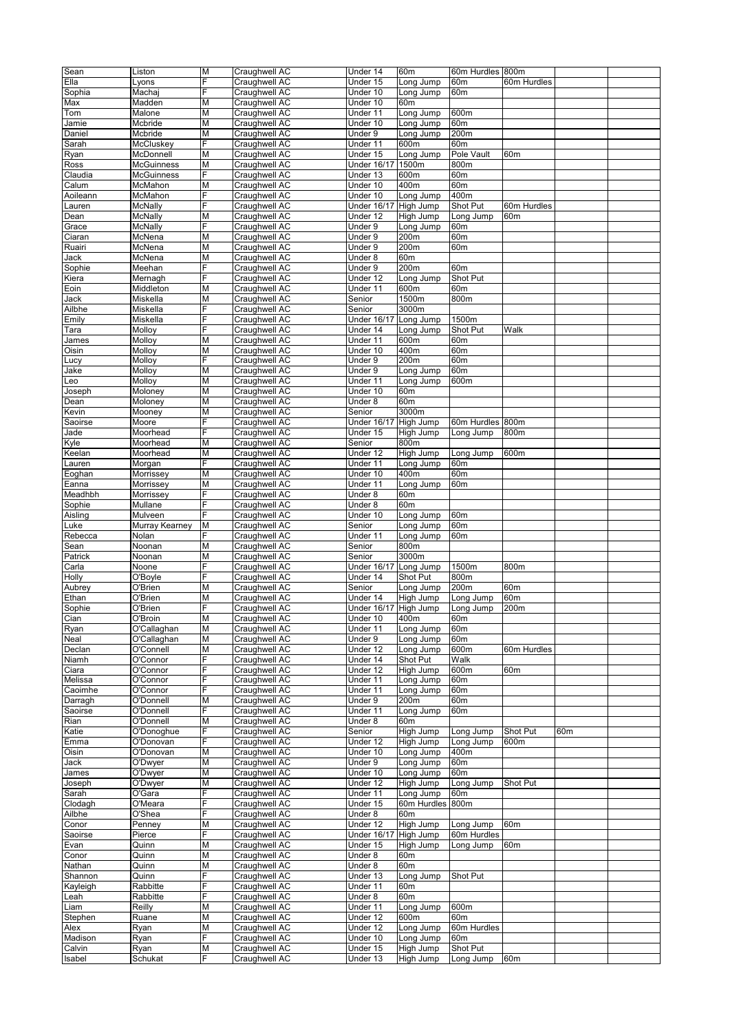| Sean | Liston | M | Craughwell AC | Under 14 | 60m | 60m Hurdles | 800m | | |
|---|---|---|---|---|---|---|---|---|---|
| Ella | Lyons | F | Craughwell AC | Under 15 | Long Jump | 60m | 60m Hurdles | | |
| Sophia | Machaj | F | Craughwell AC | Under 10 | Long Jump | 60m | | | |
| Max | Madden | M | Craughwell AC | Under 10 | 60m | | | | |
| Tom | Malone | M | Craughwell AC | Under 11 | Long Jump | 600m | | | |
| Jamie | Mcbride | M | Craughwell AC | Under 10 | Long Jump | 60m | | | |
| Daniel | Mcbride | M | Craughwell AC | Under 9 | Long Jump | 200m | | | |
| Sarah | McCluskey | F | Craughwell AC | Under 11 | 600m | 60m | | | |
| Ryan | McDonnell | M | Craughwell AC | Under 15 | Long Jump | Pole Vault | 60m | | |
| Ross | McGuinness | M | Craughwell AC | Under 16/17 | 1500m | 800m | | | |
| Claudia | McGuinness | F | Craughwell AC | Under 13 | 600m | 60m | | | |
| Calum | McMahon | M | Craughwell AC | Under 10 | 400m | 60m | | | |
| Aoileann | McMahon | F | Craughwell AC | Under 10 | Long Jump | 400m | | | |
| Lauren | McNally | F | Craughwell AC | Under 16/17 | High Jump | Shot Put | 60m Hurdles | | |
| Dean | McNally | M | Craughwell AC | Under 12 | High Jump | Long Jump | 60m | | |
| Grace | McNally | F | Craughwell AC | Under 9 | Long Jump | 60m | | | |
| Ciaran | McNena | M | Craughwell AC | Under 9 | 200m | 60m | | | |
| Ruairi | McNena | M | Craughwell AC | Under 9 | 200m | 60m | | | |
| Jack | McNena | M | Craughwell AC | Under 8 | 60m | | | | |
| Sophie | Meehan | F | Craughwell AC | Under 9 | 200m | 60m | | | |
| Kiera | Mernagh | F | Craughwell AC | Under 12 | Long Jump | Shot Put | | | |
| Eoin | Middleton | M | Craughwell AC | Under 11 | 600m | 60m | | | |
| Jack | Miskella | M | Craughwell AC | Senior | 1500m | 800m | | | |
| Ailbhe | Miskella | F | Craughwell AC | Senior | 3000m | | | | |
| Emily | Miskella | F | Craughwell AC | Under 16/17 | Long Jump | 1500m | | | |
| Tara | Molloy | F | Craughwell AC | Under 14 | Long Jump | Shot Put | Walk | | |
| James | Molloy | M | Craughwell AC | Under 11 | 600m | 60m | | | |
| Oisin | Molloy | M | Craughwell AC | Under 10 | 400m | 60m | | | |
| Lucy | Molloy | F | Craughwell AC | Under 9 | 200m | 60m | | | |
| Jake | Molloy | M | Craughwell AC | Under 9 | Long Jump | 60m | | | |
| Leo | Molloy | M | Craughwell AC | Under 11 | Long Jump | 600m | | | |
| Joseph | Moloney | M | Craughwell AC | Under 10 | 60m | | | | |
| Dean | Moloney | M | Craughwell AC | Under 8 | 60m | | | | |
| Kevin | Mooney | M | Craughwell AC | Senior | 3000m | | | | |
| Saoirse | Moore | F | Craughwell AC | Under 16/17 | High Jump | 60m Hurdles | 800m | | |
| Jade | Moorhead | F | Craughwell AC | Under 15 | High Jump | Long Jump | 800m | | |
| Kyle | Moorhead | M | Craughwell AC | Senior | 800m | | | | |
| Keelan | Moorhead | M | Craughwell AC | Under 12 | High Jump | Long Jump | 600m | | |
| Lauren | Morgan | F | Craughwell AC | Under 11 | Long Jump | 60m | | | |
| Eoghan | Morrissey | M | Craughwell AC | Under 10 | 400m | 60m | | | |
| Eanna | Morrissey | M | Craughwell AC | Under 11 | Long Jump | 60m | | | |
| Meadhbh | Morrissey | F | Craughwell AC | Under 8 | 60m | | | | |
| Sophie | Mullane | F | Craughwell AC | Under 8 | 60m | | | | |
| Aisling | Mulveen | F | Craughwell AC | Under 10 | Long Jump | 60m | | | |
| Luke | Murray Kearney | M | Craughwell AC | Senior | Long Jump | 60m | | | |
| Rebecca | Nolan | F | Craughwell AC | Under 11 | Long Jump | 60m | | | |
| Sean | Noonan | M | Craughwell AC | Senior | 800m | | | | |
| Patrick | Noonan | M | Craughwell AC | Senior | 3000m | | | | |
| Carla | Noone | F | Craughwell AC | Under 16/17 | Long Jump | 1500m | 800m | | |
| Holly | O'Boyle | F | Craughwell AC | Under 14 | Shot Put | 800m | | | |
| Aubrey | O'Brien | M | Craughwell AC | Senior | Long Jump | 200m | 60m | | |
| Ethan | O'Brien | M | Craughwell AC | Under 14 | High Jump | Long Jump | 60m | | |
| Sophie | O'Brien | F | Craughwell AC | Under 16/17 | High Jump | Long Jump | 200m | | |
| Cian | O'Broin | M | Craughwell AC | Under 10 | 400m | 60m | | | |
| Ryan | O'Callaghan | M | Craughwell AC | Under 11 | Long Jump | 60m | | | |
| Neal | O'Callaghan | M | Craughwell AC | Under 9 | Long Jump | 60m | | | |
| Declan | O'Connell | M | Craughwell AC | Under 12 | Long Jump | 600m | 60m Hurdles | | |
| Niamh | O'Connor | F | Craughwell AC | Under 14 | Shot Put | Walk | | | |
| Ciara | O'Connor | F | Craughwell AC | Under 12 | High Jump | 600m | 60m | | |
| Melissa | O'Connor | F | Craughwell AC | Under 11 | Long Jump | 60m | | | |
| Caoimhe | O'Connor | F | Craughwell AC | Under 11 | Long Jump | 60m | | | |
| Darragh | O'Donnell | M | Craughwell AC | Under 9 | 200m | 60m | | | |
| Saoirse | O'Donnell | F | Craughwell AC | Under 11 | Long Jump | 60m | | | |
| Rian | O'Donnell | M | Craughwell AC | Under 8 | 60m | | | | |
| Katie | O'Donoghue | F | Craughwell AC | Senior | High Jump | Long Jump | Shot Put | 60m | |
| Emma | O'Donovan | F | Craughwell AC | Under 12 | High Jump | Long Jump | 600m | | |
| Oisin | O'Donovan | M | Craughwell AC | Under 10 | Long Jump | 400m | | | |
| Jack | O'Dwyer | M | Craughwell AC | Under 9 | Long Jump | 60m | | | |
| James | O'Dwyer | M | Craughwell AC | Under 10 | Long Jump | 60m | | | |
| Joseph | O'Dwyer | M | Craughwell AC | Under 12 | High Jump | Long Jump | Shot Put | | |
| Sarah | O'Gara | F | Craughwell AC | Under 11 | Long Jump | 60m | | | |
| Clodagh | O'Meara | F | Craughwell AC | Under 15 | 60m Hurdles | 800m | | | |
| Ailbhe | O'Shea | F | Craughwell AC | Under 8 | 60m | | | | |
| Conor | Penney | M | Craughwell AC | Under 12 | High Jump | Long Jump | 60m | | |
| Saoirse | Pierce | F | Craughwell AC | Under 16/17 | High Jump | 60m Hurdles | | | |
| Evan | Quinn | M | Craughwell AC | Under 15 | High Jump | Long Jump | 60m | | |
| Conor | Quinn | M | Craughwell AC | Under 8 | 60m | | | | |
| Nathan | Quinn | M | Craughwell AC | Under 8 | 60m | | | | |
| Shannon | Quinn | F | Craughwell AC | Under 13 | Long Jump | Shot Put | | | |
| Kayleigh | Rabbitte | F | Craughwell AC | Under 11 | 60m | | | | |
| Leah | Rabbitte | F | Craughwell AC | Under 8 | 60m | | | | |
| Liam | Reilly | M | Craughwell AC | Under 11 | Long Jump | 600m | | | |
| Stephen | Ruane | M | Craughwell AC | Under 12 | 600m | 60m | | | |
| Alex | Ryan | M | Craughwell AC | Under 12 | Long Jump | 60m Hurdles | | | |
| Madison | Ryan | F | Craughwell AC | Under 10 | Long Jump | 60m | | | |
| Calvin | Ryan | M | Craughwell AC | Under 15 | High Jump | Shot Put | | | |
| Isabel | Schukat | F | Craughwell AC | Under 13 | High Jump | Long Jump | 60m | | |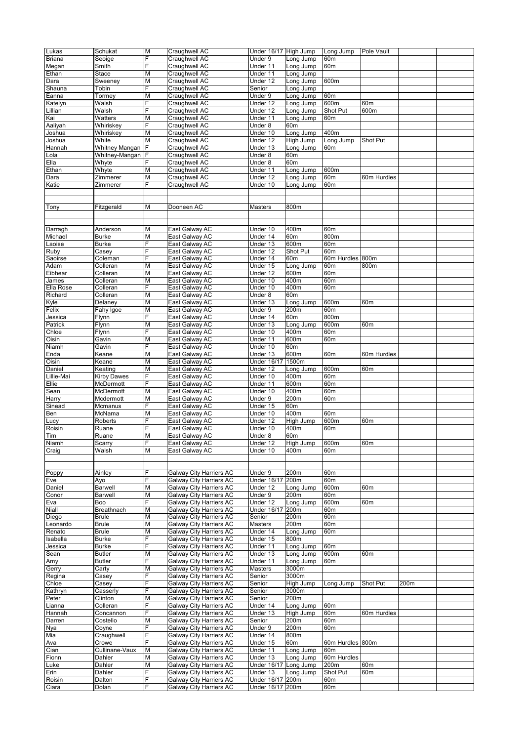| Lukas | Schukat | M | Craughwell AC | Under 16/17 | High Jump | Long Jump | Pole Vault | | |
|---|---|---|---|---|---|---|---|---|---|
| Briana | Seoige | F | Craughwell AC | Under 9 | Long Jump | 60m | | | |
| Megan | Smith | F | Craughwell AC | Under 11 | Long Jump | 60m | | | |
| Ethan | Stace | M | Craughwell AC | Under 11 | Long Jump | | | | |
| Dara | Sweeney | M | Craughwell AC | Under 12 | Long Jump | 600m | | | |
| Shauna | Tobin | F | Craughwell AC | Senior | Long Jump | | | | |
| Eanna | Tormey | M | Craughwell AC | Under 9 | Long Jump | 60m | | | |
| Katelyn | Walsh | F | Craughwell AC | Under 12 | Long Jump | 600m | 60m | | |
| Lillian | Walsh | F | Craughwell AC | Under 12 | Long Jump | Shot Put | 600m | | |
| Kai | Watters | M | Craughwell AC | Under 11 | Long Jump | 60m | | | |
| Aaliyah | Whiriskey | F | Craughwell AC | Under 8 | 60m | | | | |
| Joshua | Whiriskey | M | Craughwell AC | Under 10 | Long Jump | 400m | | | |
| Joshua | White | M | Craughwell AC | Under 12 | High Jump | Long Jump | Shot Put | | |
| Hannah | Whitney Mangan | F | Craughwell AC | Under 13 | Long Jump | 60m | | | |
| Lola | Whitney-Mangan | F | Craughwell AC | Under 8 | 60m | | | | |
| Ella | Whyte | F | Craughwell AC | Under 8 | 60m | | | | |
| Ethan | Whyte | M | Craughwell AC | Under 11 | Long Jump | 600m | | | |
| Dara | Zimmerer | M | Craughwell AC | Under 12 | Long Jump | 60m | 60m Hurdles | | |
| Katie | Zimmerer | F | Craughwell AC | Under 10 | Long Jump | 60m | | | |
| | | | | | | | | | |
| Tony | Fitzgerald | M | Dooneen AC | Masters | 800m | | | | |
| | | | | | | | | | |
| Darragh | Anderson | M | East Galway AC | Under 10 | 400m | 60m | | | |
| Michael | Burke | M | East Galway AC | Under 14 | 60m | 800m | | | |
| Laoise | Burke | F | East Galway AC | Under 13 | 600m | 60m | | | |
| Ruby | Casey | F | East Galway AC | Under 12 | Shot Put | 60m | | | |
| Saoirse | Coleman | F | East Galway AC | Under 14 | 60m | 60m Hurdles | 800m | | |
| Adam | Colleran | M | East Galway AC | Under 15 | Long Jump | 60m | 800m | | |
| Eibhear | Colleran | M | East Galway AC | Under 12 | 600m | 60m | | | |
| James | Colleran | M | East Galway AC | Under 10 | 400m | 60m | | | |
| Ella Rose | Colleran | F | East Galway AC | Under 10 | 400m | 60m | | | |
| Richard | Colleran | M | East Galway AC | Under 8 | 60m | | | | |
| Kyle | Delaney | M | East Galway AC | Under 13 | Long Jump | 600m | 60m | | |
| Felix | Fahy Igoe | M | East Galway AC | Under 9 | 200m | 60m | | | |
| Jessica | Flynn | F | East Galway AC | Under 14 | 60m | 800m | | | |
| Patrick | Flynn | M | East Galway AC | Under 13 | Long Jump | 600m | 60m | | |
| Chloe | Flynn | F | East Galway AC | Under 10 | 400m | 60m | | | |
| Oisin | Gavin | M | East Galway AC | Under 11 | 600m | 60m | | | |
| Niamh | Gavin | F | East Galway AC | Under 10 | 60m | | | | |
| Enda | Keane | M | East Galway AC | Under 13 | 600m | 60m | 60m Hurdles | | |
| Oisin | Keane | M | East Galway AC | Under 16/17 | 1500m | | | | |
| Daniel | Keating | M | East Galway AC | Under 12 | Long Jump | 600m | 60m | | |
| Lillie-Mai | Kirby Dawes | F | East Galway AC | Under 10 | 400m | 60m | | | |
| Ellie | McDermott | F | East Galway AC | Under 11 | 600m | 60m | | | |
| Sean | McDermott | M | East Galway AC | Under 10 | 400m | 60m | | | |
| Harry | Mcdermott | M | East Galway AC | Under 9 | 200m | 60m | | | |
| Sinead | Mcmanus | F | East Galway AC | Under 15 | 60m | | | | |
| Ben | McNama | M | East Galway AC | Under 10 | 400m | 60m | | | |
| Lucy | Roberts | F | East Galway AC | Under 12 | High Jump | 600m | 60m | | |
| Roisin | Ruane | F | East Galway AC | Under 10 | 400m | 60m | | | |
| Tim | Ruane | M | East Galway AC | Under 8 | 60m | | | | |
| Niamh | Scarry | F | East Galway AC | Under 12 | High Jump | 600m | 60m | | |
| Craig | Walsh | M | East Galway AC | Under 10 | 400m | 60m | | | |
| | | | | | | | | | |
| Poppy | Ainley | F | Galway City Harriers AC | Under 9 | 200m | 60m | | | |
| Eve | Ayo | F | Galway City Harriers AC | Under 16/17 | 200m | 60m | | | |
| Daniel | Barwell | M | Galway City Harriers AC | Under 12 | Long Jump | 600m | 60m | | |
| Conor | Barwell | M | Galway City Harriers AC | Under 9 | 200m | 60m | | | |
| Eva | Boo | F | Galway City Harriers AC | Under 12 | Long Jump | 600m | 60m | | |
| Niall | Breathnach | M | Galway City Harriers AC | Under 16/17 | 200m | 60m | | | |
| Diego | Brule | M | Galway City Harriers AC | Senior | 200m | 60m | | | |
| Leonardo | Brule | M | Galway City Harriers AC | Masters | 200m | 60m | | | |
| Renato | Brule | M | Galway City Harriers AC | Under 14 | Long Jump | 60m | | | |
| Isabella | Burke | F | Galway City Harriers AC | Under 15 | 800m | | | | |
| Jessica | Burke | F | Galway City Harriers AC | Under 11 | Long Jump | 60m | | | |
| Sean | Butler | M | Galway City Harriers AC | Under 13 | Long Jump | 600m | 60m | | |
| Amy | Butler | F | Galway City Harriers AC | Under 11 | Long Jump | 60m | | | |
| Gerry | Carty | M | Galway City Harriers AC | Masters | 3000m | | | | |
| Regina | Casey | F | Galway City Harriers AC | Senior | 3000m | | | | |
| Chloe | Casey | F | Galway City Harriers AC | Senior | High Jump | Long Jump | Shot Put | 200m | |
| Kathryn | Casserly | F | Galway City Harriers AC | Senior | 3000m | | | | |
| Peter | Clinton | M | Galway City Harriers AC | Senior | 200m | | | | |
| Lianna | Colleran | F | Galway City Harriers AC | Under 14 | Long Jump | 60m | | | |
| Hannah | Concannon | F | Galway City Harriers AC | Under 13 | High Jump | 60m | 60m Hurdles | | |
| Darren | Costello | M | Galway City Harriers AC | Senior | 200m | 60m | | | |
| Nya | Coyne | F | Galway City Harriers AC | Under 9 | 200m | 60m | | | |
| Mia | Craughwell | F | Galway City Harriers AC | Under 14 | 800m | | | | |
| Ava | Crowe | F | Galway City Harriers AC | Under 15 | 60m | 60m Hurdles | 800m | | |
| Cian | Cullinane-Vaux | M | Galway City Harriers AC | Under 11 | Long Jump | 60m | | | |
| Fionn | Dahler | M | Galway City Harriers AC | Under 13 | Long Jump | 60m Hurdles | | | |
| Luke | Dahler | M | Galway City Harriers AC | Under 16/17 | Long Jump | 200m | 60m | | |
| Erin | Dahler | F | Galway City Harriers AC | Under 13 | Long Jump | Shot Put | 60m | | |
| Roisin | Dalton | F | Galway City Harriers AC | Under 16/17 | 200m | 60m | | | |
| Ciara | Dolan | F | Galway City Harriers AC | Under 16/17 | 200m | 60m | | | |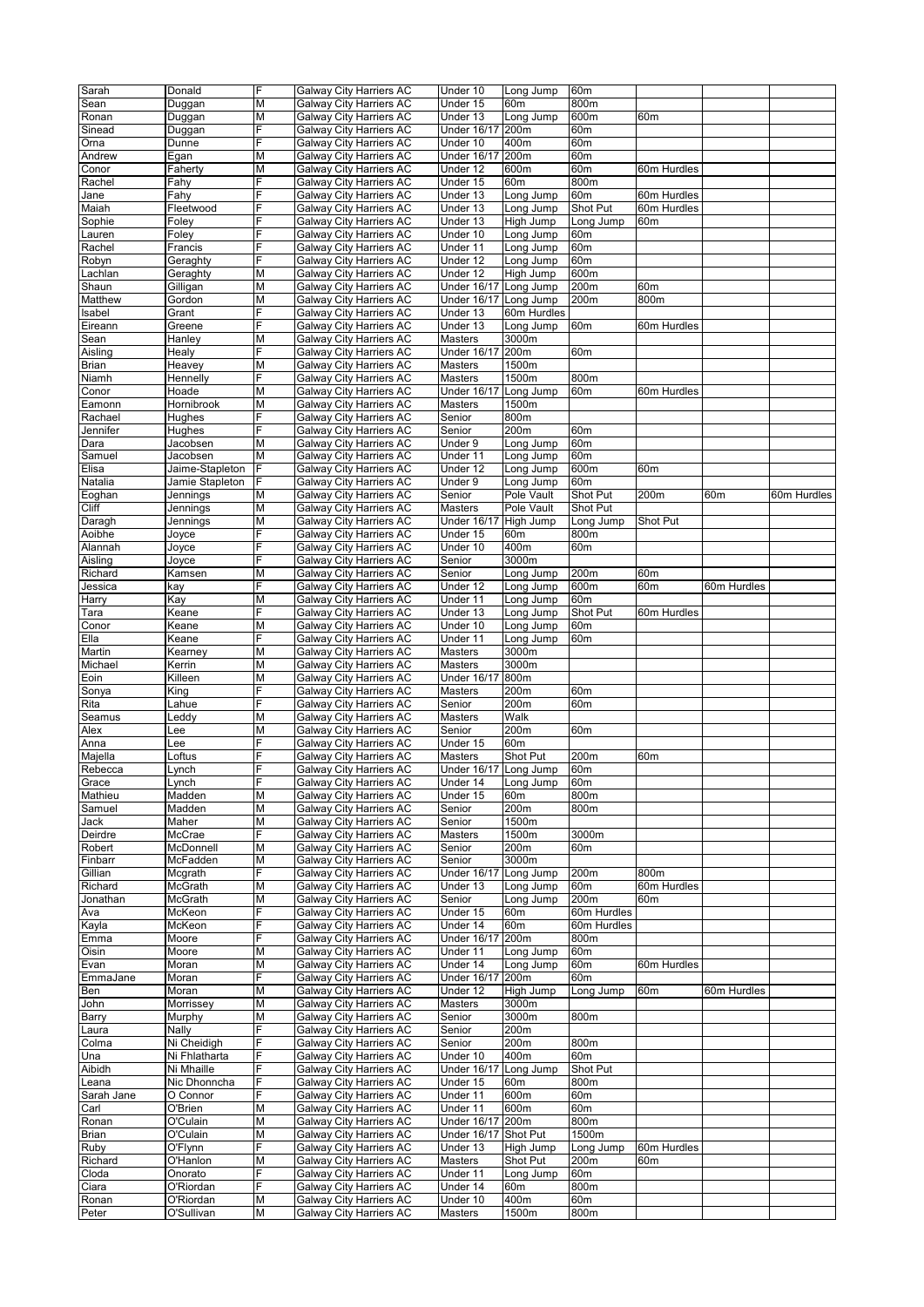| | | | | | | | | | |
|---|---|---|---|---|---|---|---|---|---|
| Sarah | Donald | F | Galway City Harriers AC | Under 10 | Long Jump | 60m | | | |
| Sean | Duggan | M | Galway City Harriers AC | Under 15 | 60m | 800m | | | |
| Ronan | Duggan | M | Galway City Harriers AC | Under 13 | Long Jump | 600m | 60m | | |
| Sinead | Duggan | F | Galway City Harriers AC | Under 16/17 | 200m | 60m | | | |
| Orna | Dunne | F | Galway City Harriers AC | Under 10 | 400m | 60m | | | |
| Andrew | Egan | M | Galway City Harriers AC | Under 16/17 | 200m | 60m | | | |
| Conor | Faherty | M | Galway City Harriers AC | Under 12 | 600m | 60m | 60m Hurdles | | |
| Rachel | Fahy | F | Galway City Harriers AC | Under 15 | 60m | 800m | | | |
| Jane | Fahy | F | Galway City Harriers AC | Under 13 | Long Jump | 60m | 60m Hurdles | | |
| Maiah | Fleetwood | F | Galway City Harriers AC | Under 13 | Long Jump | Shot Put | 60m Hurdles | | |
| Sophie | Foley | F | Galway City Harriers AC | Under 13 | High Jump | Long Jump | 60m | | |
| Lauren | Foley | F | Galway City Harriers AC | Under 10 | Long Jump | 60m | | | |
| Rachel | Francis | F | Galway City Harriers AC | Under 11 | Long Jump | 60m | | | |
| Robyn | Geraghty | F | Galway City Harriers AC | Under 12 | Long Jump | 60m | | | |
| Lachlan | Geraghty | M | Galway City Harriers AC | Under 12 | High Jump | 600m | | | |
| Shaun | Gilligan | M | Galway City Harriers AC | Under 16/17 | Long Jump | 200m | 60m | | |
| Matthew | Gordon | M | Galway City Harriers AC | Under 16/17 | Long Jump | 200m | 800m | | |
| Isabel | Grant | F | Galway City Harriers AC | Under 13 | 60m Hurdles | | | | |
| Eireann | Greene | F | Galway City Harriers AC | Under 13 | Long Jump | 60m | 60m Hurdles | | |
| Sean | Hanley | M | Galway City Harriers AC | Masters | 3000m | | | | |
| Aisling | Healy | F | Galway City Harriers AC | Under 16/17 | 200m | 60m | | | |
| Brian | Heavey | M | Galway City Harriers AC | Masters | 1500m | | | | |
| Niamh | Hennelly | F | Galway City Harriers AC | Masters | 1500m | 800m | | | |
| Conor | Hoade | M | Galway City Harriers AC | Under 16/17 | Long Jump | 60m | 60m Hurdles | | |
| Eamonn | Hornibrook | M | Galway City Harriers AC | Masters | 1500m | | | | |
| Rachael | Hughes | F | Galway City Harriers AC | Senior | 800m | | | | |
| Jennifer | Hughes | F | Galway City Harriers AC | Senior | 200m | 60m | | | |
| Dara | Jacobsen | M | Galway City Harriers AC | Under 9 | Long Jump | 60m | | | |
| Samuel | Jacobsen | M | Galway City Harriers AC | Under 11 | Long Jump | 60m | | | |
| Elisa | Jaime-Stapleton | F | Galway City Harriers AC | Under 12 | Long Jump | 600m | 60m | | |
| Natalia | Jamie Stapleton | F | Galway City Harriers AC | Under 9 | Long Jump | 60m | | | |
| Eoghan | Jennings | M | Galway City Harriers AC | Senior | Pole Vault | Shot Put | 200m | 60m | 60m Hurdles |
| Cliff | Jennings | M | Galway City Harriers AC | Masters | Pole Vault | Shot Put | | | |
| Daragh | Jennings | M | Galway City Harriers AC | Under 16/17 | High Jump | Long Jump | Shot Put | | |
| Aoibhe | Joyce | F | Galway City Harriers AC | Under 15 | 60m | 800m | | | |
| Alannah | Joyce | F | Galway City Harriers AC | Under 10 | 400m | 60m | | | |
| Aisling | Joyce | F | Galway City Harriers AC | Senior | 3000m | | | | |
| Richard | Kamsen | M | Galway City Harriers AC | Senior | Long Jump | 200m | 60m | | |
| Jessica | kay | F | Galway City Harriers AC | Under 12 | Long Jump | 600m | 60m | 60m Hurdles | |
| Harry | Kay | M | Galway City Harriers AC | Under 11 | Long Jump | 60m | | | |
| Tara | Keane | F | Galway City Harriers AC | Under 13 | Long Jump | Shot Put | 60m Hurdles | | |
| Conor | Keane | M | Galway City Harriers AC | Under 10 | Long Jump | 60m | | | |
| Ella | Keane | F | Galway City Harriers AC | Under 11 | Long Jump | 60m | | | |
| Martin | Kearney | M | Galway City Harriers AC | Masters | 3000m | | | | |
| Michael | Kerrin | M | Galway City Harriers AC | Masters | 3000m | | | | |
| Eoin | Killeen | M | Galway City Harriers AC | Under 16/17 | 800m | | | | |
| Sonya | King | F | Galway City Harriers AC | Masters | 200m | 60m | | | |
| Rita | Lahue | F | Galway City Harriers AC | Senior | 200m | 60m | | | |
| Seamus | Leddy | M | Galway City Harriers AC | Masters | Walk | | | | |
| Alex | Lee | M | Galway City Harriers AC | Senior | 200m | 60m | | | |
| Anna | Lee | F | Galway City Harriers AC | Under 15 | 60m | | | | |
| Majella | Loftus | F | Galway City Harriers AC | Masters | Shot Put | 200m | 60m | | |
| Rebecca | Lynch | F | Galway City Harriers AC | Under 16/17 | Long Jump | 60m | | | |
| Grace | Lynch | F | Galway City Harriers AC | Under 14 | Long Jump | 60m | | | |
| Mathieu | Madden | M | Galway City Harriers AC | Under 15 | 60m | 800m | | | |
| Samuel | Madden | M | Galway City Harriers AC | Senior | 200m | 800m | | | |
| Jack | Maher | M | Galway City Harriers AC | Senior | 1500m | | | | |
| Deirdre | McCrae | F | Galway City Harriers AC | Masters | 1500m | 3000m | | | |
| Robert | McDonnell | M | Galway City Harriers AC | Senior | 200m | 60m | | | |
| Finbarr | McFadden | M | Galway City Harriers AC | Senior | 3000m | | | | |
| Gillian | Mcgrath | F | Galway City Harriers AC | Under 16/17 | Long Jump | 200m | 800m | | |
| Richard | McGrath | M | Galway City Harriers AC | Under 13 | Long Jump | 60m | 60m Hurdles | | |
| Jonathan | McGrath | M | Galway City Harriers AC | Senior | Long Jump | 200m | 60m | | |
| Ava | McKeon | F | Galway City Harriers AC | Under 15 | 60m | 60m Hurdles | | | |
| Kayla | McKeon | F | Galway City Harriers AC | Under 14 | 60m | 60m Hurdles | | | |
| Emma | Moore | F | Galway City Harriers AC | Under 16/17 | 200m | 800m | | | |
| Oisin | Moore | M | Galway City Harriers AC | Under 11 | Long Jump | 60m | | | |
| Evan | Moran | M | Galway City Harriers AC | Under 14 | Long Jump | 60m | 60m Hurdles | | |
| EmmaJane | Moran | F | Galway City Harriers AC | Under 16/17 | 200m | 60m | | | |
| Ben | Moran | M | Galway City Harriers AC | Under 12 | High Jump | Long Jump | 60m | 60m Hurdles | |
| John | Morrissey | M | Galway City Harriers AC | Masters | 3000m | | | | |
| Barry | Murphy | M | Galway City Harriers AC | Senior | 3000m | 800m | | | |
| Laura | Nally | F | Galway City Harriers AC | Senior | 200m | | | | |
| Colma | Ni Cheidigh | F | Galway City Harriers AC | Senior | 200m | 800m | | | |
| Una | Ni Fhlatharta | F | Galway City Harriers AC | Under 10 | 400m | 60m | | | |
| Aibidh | Ni Mhaille | F | Galway City Harriers AC | Under 16/17 | Long Jump | Shot Put | | | |
| Leana | Nic Dhonncha | F | Galway City Harriers AC | Under 15 | 60m | 800m | | | |
| Sarah Jane | O Connor | F | Galway City Harriers AC | Under 11 | 600m | 60m | | | |
| Carl | O'Brien | M | Galway City Harriers AC | Under 11 | 600m | 60m | | | |
| Ronan | O'Culain | M | Galway City Harriers AC | Under 16/17 | 200m | 800m | | | |
| Brian | O'Culain | M | Galway City Harriers AC | Under 16/17 | Shot Put | 1500m | | | |
| Ruby | O'Flynn | F | Galway City Harriers AC | Under 13 | High Jump | Long Jump | 60m Hurdles | | |
| Richard | O'Hanlon | M | Galway City Harriers AC | Masters | Shot Put | 200m | 60m | | |
| Cloda | Onorato | F | Galway City Harriers AC | Under 11 | Long Jump | 60m | | | |
| Ciara | O'Riordan | F | Galway City Harriers AC | Under 14 | 60m | 800m | | | |
| Ronan | O'Riordan | M | Galway City Harriers AC | Under 10 | 400m | 60m | | | |
| Peter | O'Sullivan | M | Galway City Harriers AC | Masters | 1500m | 800m | | | |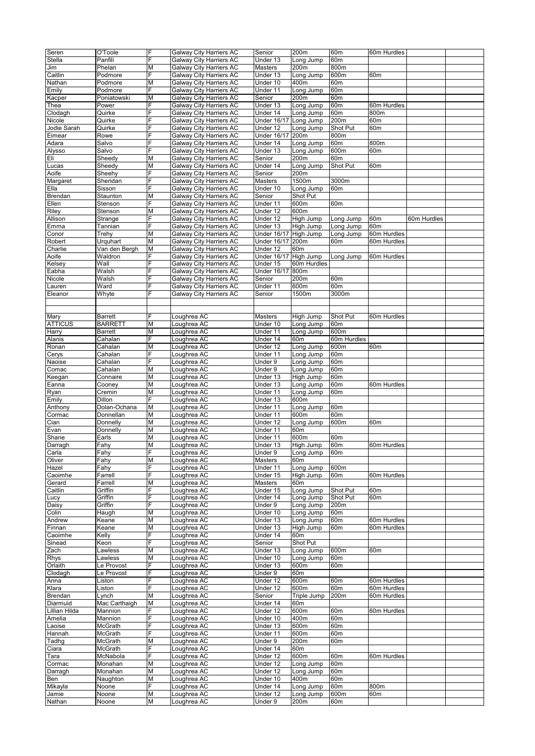| Seren | O'Toole | F | Galway City Harriers AC | Senior | 200m | 60m | 60m Hurdles | | |
|---|---|---|---|---|---|---|---|---|---|
| Stella | Panfili | F | Galway City Harriers AC | Under 13 | Long Jump | 60m | | | |
| Jim | Phelan | M | Galway City Harriers AC | Masters | 200m | 800m | | | |
| Caitlin | Podmore | F | Galway City Harriers AC | Under 13 | Long Jump | 600m | 60m | | |
| Nathan | Podmore | M | Galway City Harriers AC | Under 10 | 400m | 60m | | | |
| Emily | Podmore | F | Galway City Harriers AC | Under 11 | Long Jump | 60m | | | |
| Kacper | Poniatowski | M | Galway City Harriers AC | Senior | 200m | 60m | | | |
| Thea | Power | F | Galway City Harriers AC | Under 13 | Long Jump | 60m | 60m Hurdles | | |
| Clodagh | Quirke | F | Galway City Harriers AC | Under 14 | Long Jump | 60m | 800m | | |
| Nicole | Quirke | F | Galway City Harriers AC | Under 16/17 | Long Jump | 200m | 60m | | |
| Jodie Sarah | Quirke | F | Galway City Harriers AC | Under 12 | Long Jump | Shot Put | 60m | | |
| Eimear | Rowe | F | Galway City Harriers AC | Under 16/17 | 200m | 800m | | | |
| Adara | Salvo | F | Galway City Harriers AC | Under 14 | Long Jump | 60m | 800m | | |
| Alysso | Salvo | F | Galway City Harriers AC | Under 13 | Long Jump | 600m | 60m | | |
| Eli | Sheedy | M | Galway City Harriers AC | Senior | 200m | 60m | | | |
| Lucas | Sheedy | M | Galway City Harriers AC | Under 14 | Long Jump | Shot Put | 60m | | |
| Aoife | Sheehy | F | Galway City Harriers AC | Senior | 200m | | | | |
| Margaret | Sheridan | F | Galway City Harriers AC | Masters | 1500m | 3000m | | | |
| Ella | Sisson | F | Galway City Harriers AC | Under 10 | Long Jump | 60m | | | |
| Brendan | Staunton | M | Galway City Harriers AC | Senior | Shot Put | | | | |
| Ellen | Stenson | F | Galway City Harriers AC | Under 11 | 600m | 60m | | | |
| Riley | Stenson | M | Galway City Harriers AC | Under 12 | 600m | | | | |
| Allison | Strange | F | Galway City Harriers AC | Under 12 | High Jump | Long Jump | 60m | 60m Hurdles | |
| Emma | Tannian | F | Galway City Harriers AC | Under 13 | High Jump | Long Jump | 60m | | |
| Conor | Trehy | M | Galway City Harriers AC | Under 16/17 | High Jump | Long Jump | 60m Hurdles | | |
| Robert | Urquhart | M | Galway City Harriers AC | Under 16/17 | 200m | 60m | 60m Hurdles | | |
| Charlie | Van den Bergh | M | Galway City Harriers AC | Under 12 | 60m | | | | |
| Aoife | Waldron | F | Galway City Harriers AC | Under 16/17 | High Jump | Long Jump | 60m Hurdles | | |
| Kelsey | Wall | F | Galway City Harriers AC | Under 15 | 60m Hurdles | | | | |
| Eabha | Walsh | F | Galway City Harriers AC | Under 16/17 | 800m | | | | |
| Nicole | Walsh | F | Galway City Harriers AC | Senior | 200m | 60m | | | |
| Lauren | Ward | F | Galway City Harriers AC | Under 11 | 600m | 60m | | | |
| Eleanor | Whyte | F | Galway City Harriers AC | Senior | 1500m | 3000m | | | |
| | | | | | | | | | |
| | | | | | | | | | |
| Mary | Barrett | F | Loughrea AC | Masters | High Jump | Shot Put | 60m Hurdles | | |
| ATTICUS | BARRETT | M | Loughrea AC | Under 10 | Long Jump | 60m | | | |
| Harry | Barrett | M | Loughrea AC | Under 11 | Long Jump | 600m | | | |
| Alanis | Cahalan | F | Loughrea AC | Under 14 | 60m | 60m Hurdles | | | |
| Ronan | Cahalan | M | Loughrea AC | Under 12 | Long Jump | 600m | 60m | | |
| Cerys | Cahalan | F | Loughrea AC | Under 11 | Long Jump | 60m | | | |
| Naoise | Cahalan | F | Loughrea AC | Under 9 | Long Jump | 60m | | | |
| Comac | Cahalan | M | Loughrea AC | Under 9 | Long Jump | 60m | | | |
| Keegan | Connaire | M | Loughrea AC | Under 13 | High Jump | 60m | | | |
| Eanna | Cooney | M | Loughrea AC | Under 13 | Long Jump | 60m | 60m Hurdles | | |
| Ryan | Cremin | M | Loughrea AC | Under 11 | Long Jump | 60m | | | |
| Emily | Dillon | F | Loughrea AC | Under 13 | 600m | | | | |
| Anthony | Dolan-Ochana | M | Loughrea AC | Under 11 | Long Jump | 60m | | | |
| Cormac | Donnellan | M | Loughrea AC | Under 11 | 600m | 60m | | | |
| Cian | Donnelly | M | Loughrea AC | Under 12 | Long Jump | 600m | 60m | | |
| Evan | Donnelly | M | Loughrea AC | Under 11 | 60m | | | | |
| Shane | Earls | M | Loughrea AC | Under 11 | 600m | 60m | | | |
| Darragh | Fahy | M | Loughrea AC | Under 13 | High Jump | 60m | 60m Hurdles | | |
| Carla | Fahy | F | Loughrea AC | Under 9 | Long Jump | 60m | | | |
| Oliver | Fahy | M | Loughrea AC | Masters | 60m | | | | |
| Hazel | Fahy | F | Loughrea AC | Under 11 | Long Jump | 600m | | | |
| Caoimhe | Farrell | F | Loughrea AC | Under 15 | High Jump | 60m | 60m Hurdles | | |
| Gerard | Farrell | M | Loughrea AC | Masters | 60m | | | | |
| Caitlin | Griffin | F | Loughrea AC | Under 15 | Long Jump | Shot Put | 60m | | |
| Lucy | Griffin | F | Loughrea AC | Under 14 | Long Jump | Shot Put | 60m | | |
| Daisy | Griffin | F | Loughrea AC | Under 9 | Long Jump | 200m | | | |
| Colin | Haugh | M | Loughrea AC | Under 10 | Long Jump | 60m | | | |
| Andrew | Keane | M | Loughrea AC | Under 13 | Long Jump | 60m | 60m Hurdles | | |
| Finnan | Keane | M | Loughrea AC | Under 13 | High Jump | 60m | 60m Hurdles | | |
| Caoimhe | Kelly | F | Loughrea AC | Under 14 | 60m | | | | |
| Sinead | Keon | F | Loughrea AC | Senior | Shot Put | | | | |
| Zach | Lawless | M | Loughrea AC | Under 13 | Long Jump | 600m | 60m | | |
| Rhys | Lawless | M | Loughrea AC | Under 10 | Long Jump | 60m | | | |
| Orlaith | Le Provost | F | Loughrea AC | Under 13 | 600m | 60m | | | |
| Clodagh | Le Provost | F | Loughrea AC | Under 9 | 60m | | | | |
| Anna | Liston | F | Loughrea AC | Under 12 | 600m | 60m | 60m Hurdles | | |
| Klara | Liston | F | Loughrea AC | Under 12 | 600m | 60m | 60m Hurdles | | |
| Brendan | Lynch | M | Loughrea AC | Senior | Triple Jump | 200m | 60m Hurdles | | |
| Diarmuid | Mac Carthaigh | M | Loughrea AC | Under 14 | 60m | | | | |
| Lillian Hilda | Mannion | F | Loughrea AC | Under 12 | 600m | 60m | 60m Hurdles | | |
| Amelia | Mannion | F | Loughrea AC | Under 10 | 400m | 60m | | | |
| Laoise | McGrath | F | Loughrea AC | Under 13 | 600m | 60m | | | |
| Hannah | McGrath | F | Loughrea AC | Under 11 | 600m | 60m | | | |
| Tadhg | McGrath | M | Loughrea AC | Under 9 | 200m | 60m | | | |
| Ciara | McGrath | F | Loughrea AC | Under 14 | 60m | | | | |
| Tara | McNabola | F | Loughrea AC | Under 12 | 600m | 60m | 60m Hurdles | | |
| Cormac | Monahan | M | Loughrea AC | Under 12 | Long Jump | 60m | | | |
| Darragh | Monahan | M | Loughrea AC | Under 12 | Long Jump | 60m | | | |
| Ben | Naughton | M | Loughrea AC | Under 10 | 400m | 60m | | | |
| Mikayla | Noone | F | Loughrea AC | Under 14 | Long Jump | 60m | 800m | | |
| Jamie | Noone | M | Loughrea AC | Under 12 | Long Jump | 600m | 60m | | |
| Nathan | Noone | M | Loughrea AC | Under 9 | 200m | 60m | | | |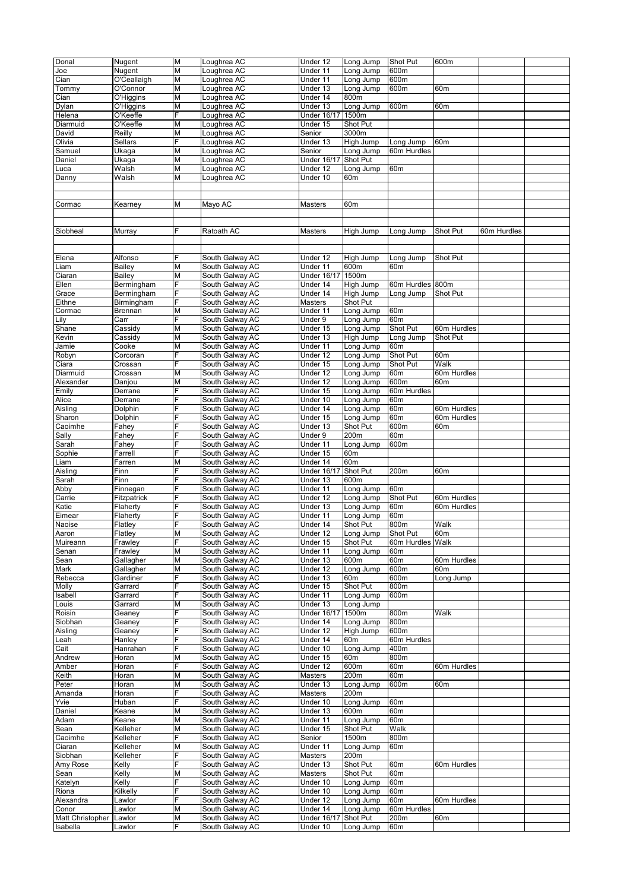| | | | | | | | | | |
|---|---|---|---|---|---|---|---|---|---|
| Donal | Nugent | M | Loughrea AC | Under 12 | Long Jump | Shot Put | 600m | | |
| Joe | Nugent | M | Loughrea AC | Under 11 | Long Jump | 600m | | | |
| Cian | O'Ceallaigh | M | Loughrea AC | Under 11 | Long Jump | 600m | | | |
| Tommy | O'Connor | M | Loughrea AC | Under 13 | Long Jump | 600m | 60m | | |
| Cian | O'Higgins | M | Loughrea AC | Under 14 | 800m | | | | |
| Dylan | O'Higgins | M | Loughrea AC | Under 13 | Long Jump | 600m | 60m | | |
| Helena | O'Keeffe | F | Loughrea AC | Under 16/17 | 1500m | | | | |
| Diarmuid | O'Keeffe | M | Loughrea AC | Under 15 | Shot Put | | | | |
| David | Reilly | M | Loughrea AC | Senior | 3000m | | | | |
| Olivia | Sellars | F | Loughrea AC | Under 13 | High Jump | Long Jump | 60m | | |
| Samuel | Ukaga | M | Loughrea AC | Senior | Long Jump | 60m Hurdles | | | |
| Daniel | Ukaga | M | Loughrea AC | Under 16/17 | Shot Put | | | | |
| Luca | Walsh | M | Loughrea AC | Under 12 | Long Jump | 60m | | | |
| Danny | Walsh | M | Loughrea AC | Under 10 | 60m | | | | |
| | | | | | | | | | |
| | | | | | | | | | |
| Cormac | Kearney | M | Mayo AC | Masters | 60m | | | | |
| | | | | | | | | | |
| | | | | | | | | | |
| Siobheal | Murray | F | Ratoath AC | Masters | High Jump | Long Jump | Shot Put | 60m Hurdles | |
| | | | | | | | | | |
| | | | | | | | | | |
| Elena | Alfonso | F | South Galway AC | Under 12 | High Jump | Long Jump | Shot Put | | |
| Liam | Bailey | M | South Galway AC | Under 11 | 600m | 60m | | | |
| Ciaran | Bailey | M | South Galway AC | Under 16/17 | 1500m | | | | |
| Ellen | Bermingham | F | South Galway AC | Under 14 | High Jump | 60m Hurdles | 800m | | |
| Grace | Bermingham | F | South Galway AC | Under 14 | High Jump | Long Jump | Shot Put | | |
| Eithne | Birmingham | F | South Galway AC | Masters | Shot Put | | | | |
| Cormac | Brennan | M | South Galway AC | Under 11 | Long Jump | 60m | | | |
| Lily | Carr | F | South Galway AC | Under 9 | Long Jump | 60m | | | |
| Shane | Cassidy | M | South Galway AC | Under 15 | Long Jump | Shot Put | 60m Hurdles | | |
| Kevin | Cassidy | M | South Galway AC | Under 13 | High Jump | Long Jump | Shot Put | | |
| Jamie | Cooke | M | South Galway AC | Under 11 | Long Jump | 60m | | | |
| Robyn | Corcoran | F | South Galway AC | Under 12 | Long Jump | Shot Put | 60m | | |
| Ciara | Crossan | F | South Galway AC | Under 15 | Long Jump | Shot Put | Walk | | |
| Diarmuid | Crossan | M | South Galway AC | Under 12 | Long Jump | 60m | 60m Hurdles | | |
| Alexander | Danjou | M | South Galway AC | Under 12 | Long Jump | 600m | 60m | | |
| Emily | Derrane | F | South Galway AC | Under 15 | Long Jump | 60m Hurdles | | | |
| Alice | Derrane | F | South Galway AC | Under 10 | Long Jump | 60m | | | |
| Aisling | Dolphin | F | South Galway AC | Under 14 | Long Jump | 60m | 60m Hurdles | | |
| Sharon | Dolphin | F | South Galway AC | Under 15 | Long Jump | 60m | 60m Hurdles | | |
| Caoimhe | Fahey | F | South Galway AC | Under 13 | Shot Put | 600m | 60m | | |
| Sally | Fahey | F | South Galway AC | Under 9 | 200m | 60m | | | |
| Sarah | Fahey | F | South Galway AC | Under 11 | Long Jump | 600m | | | |
| Sophie | Farrell | F | South Galway AC | Under 15 | 60m | | | | |
| Liam | Farren | M | South Galway AC | Under 14 | 60m | | | | |
| Aisling | Finn | F | South Galway AC | Under 16/17 | Shot Put | 200m | 60m | | |
| Sarah | Finn | F | South Galway AC | Under 13 | 600m | | | | |
| Abby | Finnegan | F | South Galway AC | Under 11 | Long Jump | 60m | | | |
| Carrie | Fitzpatrick | F | South Galway AC | Under 12 | Long Jump | Shot Put | 60m Hurdles | | |
| Katie | Flaherty | F | South Galway AC | Under 13 | Long Jump | 60m | 60m Hurdles | | |
| Eimear | Flaherty | F | South Galway AC | Under 11 | Long Jump | 60m | | | |
| Naoise | Flatley | F | South Galway AC | Under 14 | Shot Put | 800m | Walk | | |
| Aaron | Flatley | M | South Galway AC | Under 12 | Long Jump | Shot Put | 60m | | |
| Muireann | Frawley | F | South Galway AC | Under 15 | Shot Put | 60m Hurdles | Walk | | |
| Senan | Frawley | M | South Galway AC | Under 11 | Long Jump | 60m | | | |
| Sean | Gallagher | M | South Galway AC | Under 13 | 600m | 60m | 60m Hurdles | | |
| Mark | Gallagher | M | South Galway AC | Under 12 | Long Jump | 600m | 60m | | |
| Rebecca | Gardiner | F | South Galway AC | Under 13 | 60m | 600m | Long Jump | | |
| Molly | Garrard | F | South Galway AC | Under 15 | Shot Put | 800m | | | |
| Isabell | Garrard | F | South Galway AC | Under 11 | Long Jump | 600m | | | |
| Louis | Garrard | M | South Galway AC | Under 13 | Long Jump | | | | |
| Roisin | Geaney | F | South Galway AC | Under 16/17 | 1500m | 800m | Walk | | |
| Siobhan | Geaney | F | South Galway AC | Under 14 | Long Jump | 800m | | | |
| Aisling | Geaney | F | South Galway AC | Under 12 | High Jump | 600m | | | |
| Leah | Hanley | F | South Galway AC | Under 14 | 60m | 60m Hurdles | | | |
| Cait | Hanrahan | F | South Galway AC | Under 10 | Long Jump | 400m | | | |
| Andrew | Horan | M | South Galway AC | Under 15 | 60m | 800m | | | |
| Amber | Horan | F | South Galway AC | Under 12 | 600m | 60m | 60m Hurdles | | |
| Keith | Horan | M | South Galway AC | Masters | 200m | 60m | | | |
| Peter | Horan | M | South Galway AC | Under 13 | Long Jump | 600m | 60m | | |
| Amanda | Horan | F | South Galway AC | Masters | 200m | | | | |
| Yvie | Huban | F | South Galway AC | Under 10 | Long Jump | 60m | | | |
| Daniel | Keane | M | South Galway AC | Under 13 | 600m | 60m | | | |
| Adam | Keane | M | South Galway AC | Under 11 | Long Jump | 60m | | | |
| Sean | Kelleher | M | South Galway AC | Under 15 | Shot Put | Walk | | | |
| Caoimhe | Kelleher | F | South Galway AC | Senior | 1500m | 800m | | | |
| Ciaran | Kelleher | M | South Galway AC | Under 11 | Long Jump | 60m | | | |
| Siobhan | Kelleher | F | South Galway AC | Masters | 200m | | | | |
| Amy Rose | Kelly | F | South Galway AC | Under 13 | Shot Put | 60m | 60m Hurdles | | |
| Sean | Kelly | M | South Galway AC | Masters | Shot Put | 60m | | | |
| Katelyn | Kelly | F | South Galway AC | Under 10 | Long Jump | 60m | | | |
| Riona | Kilkelly | F | South Galway AC | Under 10 | Long Jump | 60m | | | |
| Alexandra | Lawlor | F | South Galway AC | Under 12 | Long Jump | 60m | 60m Hurdles | | |
| Conor | Lawlor | M | South Galway AC | Under 14 | Long Jump | 60m Hurdles | | | |
| Matt Christopher | Lawlor | M | South Galway AC | Under 16/17 | Shot Put | 200m | 60m | | |
| Isabella | Lawlor | F | South Galway AC | Under 10 | Long Jump | 60m | | | |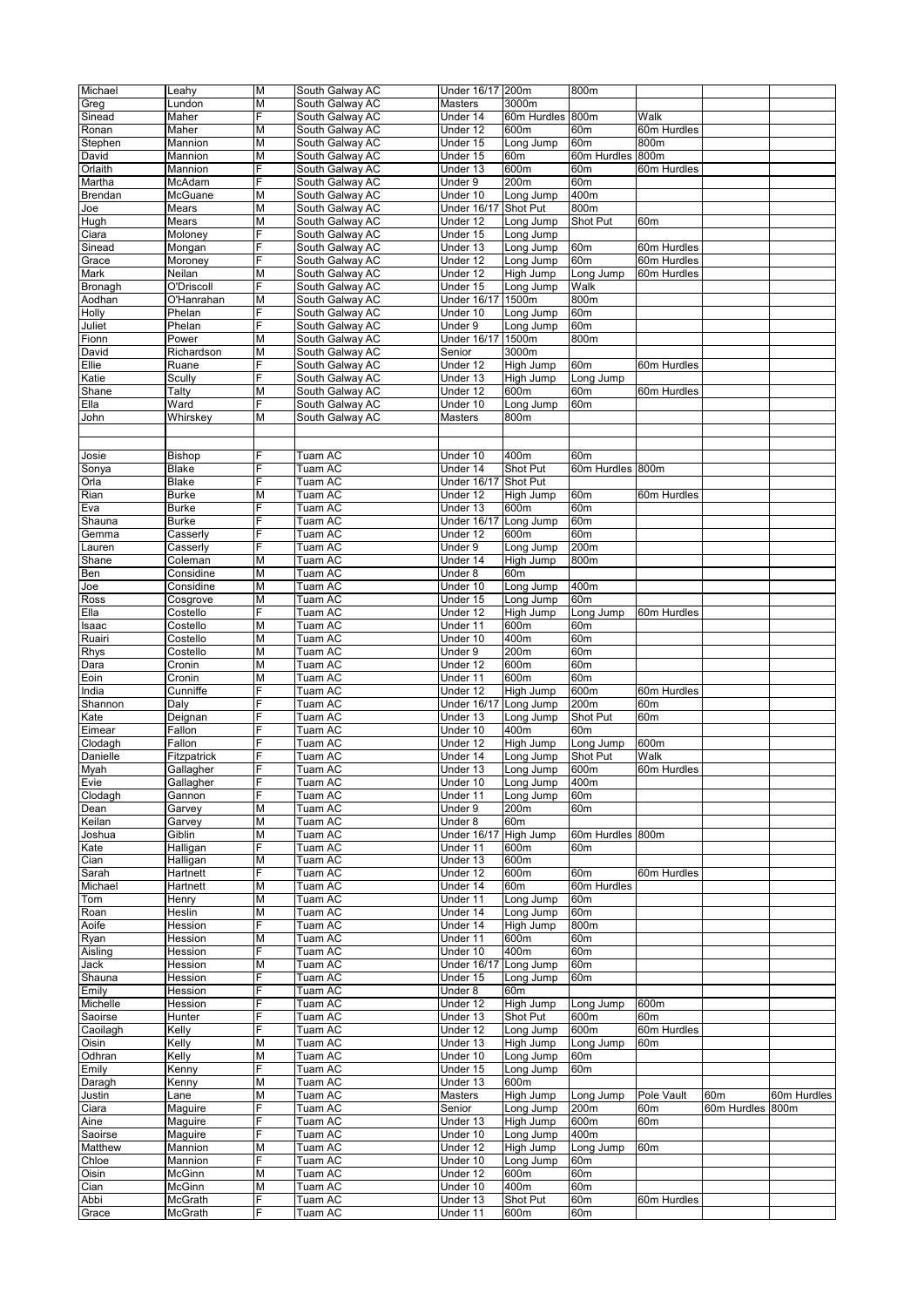| | | | | | | | | | |
|---|---|---|---|---|---|---|---|---|---|
| Michael | Leahy | M | South Galway AC | Under 16/17 | 200m | 800m | | | |
| Greg | Lundon | M | South Galway AC | Masters | 3000m | | | | |
| Sinead | Maher | F | South Galway AC | Under 14 | 60m Hurdles | 800m | Walk | | |
| Ronan | Maher | M | South Galway AC | Under 12 | 600m | 60m | 60m Hurdles | | |
| Stephen | Mannion | M | South Galway AC | Under 15 | Long Jump | 60m | 800m | | |
| David | Mannion | M | South Galway AC | Under 15 | 60m | 60m Hurdles | 800m | | |
| Orlaith | Mannion | F | South Galway AC | Under 13 | 600m | 60m | 60m Hurdles | | |
| Martha | McAdam | F | South Galway AC | Under 9 | 200m | 60m | | | |
| Brendan | McGuane | M | South Galway AC | Under 10 | Long Jump | 400m | | | |
| Joe | Mears | M | South Galway AC | Under 16/17 | Shot Put | 800m | | | |
| Hugh | Mears | M | South Galway AC | Under 12 | Long Jump | Shot Put | 60m | | |
| Ciara | Moloney | F | South Galway AC | Under 15 | Long Jump | | | | |
| Sinead | Mongan | F | South Galway AC | Under 13 | Long Jump | 60m | 60m Hurdles | | |
| Grace | Moroney | F | South Galway AC | Under 12 | Long Jump | 60m | 60m Hurdles | | |
| Mark | Neilan | M | South Galway AC | Under 12 | High Jump | Long Jump | 60m Hurdles | | |
| Bronagh | O'Driscoll | F | South Galway AC | Under 15 | Long Jump | Walk | | | |
| Aodhan | O'Hanrahan | M | South Galway AC | Under 16/17 | 1500m | 800m | | | |
| Holly | Phelan | F | South Galway AC | Under 10 | Long Jump | 60m | | | |
| Juliet | Phelan | F | South Galway AC | Under 9 | Long Jump | 60m | | | |
| Fionn | Power | M | South Galway AC | Under 16/17 | 1500m | 800m | | | |
| David | Richardson | M | South Galway AC | Senior | 3000m | | | | |
| Ellie | Ruane | F | South Galway AC | Under 12 | High Jump | 60m | 60m Hurdles | | |
| Katie | Scully | F | South Galway AC | Under 13 | High Jump | Long Jump | | | |
| Shane | Talty | M | South Galway AC | Under 12 | 600m | 60m | 60m Hurdles | | |
| Ella | Ward | F | South Galway AC | Under 10 | Long Jump | 60m | | | |
| John | Whirskey | M | South Galway AC | Masters | 800m | | | | |
| | | | | | | | | | |
| | | | | | | | | | |
| Josie | Bishop | F | Tuam AC | Under 10 | 400m | 60m | | | |
| Sonya | Blake | F | Tuam AC | Under 14 | Shot Put | 60m Hurdles | 800m | | |
| Orla | Blake | F | Tuam AC | Under 16/17 | Shot Put | | | | |
| Rian | Burke | M | Tuam AC | Under 12 | High Jump | 60m | 60m Hurdles | | |
| Eva | Burke | F | Tuam AC | Under 13 | 600m | 60m | | | |
| Shauna | Burke | F | Tuam AC | Under 16/17 | Long Jump | 60m | | | |
| Gemma | Casserly | F | Tuam AC | Under 12 | 600m | 60m | | | |
| Lauren | Casserly | F | Tuam AC | Under 9 | Long Jump | 200m | | | |
| Shane | Coleman | M | Tuam AC | Under 14 | High Jump | 800m | | | |
| Ben | Considine | M | Tuam AC | Under 8 | 60m | | | | |
| Joe | Considine | M | Tuam AC | Under 10 | Long Jump | 400m | | | |
| Ross | Cosgrove | M | Tuam AC | Under 15 | Long Jump | 60m | | | |
| Ella | Costello | F | Tuam AC | Under 12 | High Jump | Long Jump | 60m Hurdles | | |
| Isaac | Costello | M | Tuam AC | Under 11 | 600m | 60m | | | |
| Ruairi | Costello | M | Tuam AC | Under 10 | 400m | 60m | | | |
| Rhys | Costello | M | Tuam AC | Under 9 | 200m | 60m | | | |
| Dara | Cronin | M | Tuam AC | Under 12 | 600m | 60m | | | |
| Eoin | Cronin | M | Tuam AC | Under 11 | 600m | 60m | | | |
| India | Cunniffe | F | Tuam AC | Under 12 | High Jump | 600m | 60m Hurdles | | |
| Shannon | Daly | F | Tuam AC | Under 16/17 | Long Jump | 200m | 60m | | |
| Kate | Deignan | F | Tuam AC | Under 13 | Long Jump | Shot Put | 60m | | |
| Eimear | Fallon | F | Tuam AC | Under 10 | 400m | 60m | | | |
| Clodagh | Fallon | F | Tuam AC | Under 12 | High Jump | Long Jump | 600m | | |
| Danielle | Fitzpatrick | F | Tuam AC | Under 14 | Long Jump | Shot Put | Walk | | |
| Myah | Gallagher | F | Tuam AC | Under 13 | Long Jump | 600m | 60m Hurdles | | |
| Evie | Gallagher | F | Tuam AC | Under 10 | Long Jump | 400m | | | |
| Clodagh | Gannon | F | Tuam AC | Under 11 | Long Jump | 60m | | | |
| Dean | Garvey | M | Tuam AC | Under 9 | 200m | 60m | | | |
| Keilan | Garvey | M | Tuam AC | Under 8 | 60m | | | | |
| Joshua | Giblin | M | Tuam AC | Under 16/17 | High Jump | 60m Hurdles | 800m | | |
| Kate | Halligan | F | Tuam AC | Under 11 | 600m | 60m | | | |
| Cian | Halligan | M | Tuam AC | Under 13 | 600m | | | | |
| Sarah | Hartnett | F | Tuam AC | Under 12 | 600m | 60m | 60m Hurdles | | |
| Michael | Hartnett | M | Tuam AC | Under 14 | 60m | 60m Hurdles | | | |
| Tom | Henry | M | Tuam AC | Under 11 | Long Jump | 60m | | | |
| Roan | Heslin | M | Tuam AC | Under 14 | Long Jump | 60m | | | |
| Aoife | Hession | F | Tuam AC | Under 14 | High Jump | 800m | | | |
| Ryan | Hession | M | Tuam AC | Under 11 | 600m | 60m | | | |
| Aisling | Hession | F | Tuam AC | Under 10 | 400m | 60m | | | |
| Jack | Hession | M | Tuam AC | Under 16/17 | Long Jump | 60m | | | |
| Shauna | Hession | F | Tuam AC | Under 15 | Long Jump | 60m | | | |
| Emily | Hession | F | Tuam AC | Under 8 | 60m | | | | |
| Michelle | Hession | F | Tuam AC | Under 12 | High Jump | Long Jump | 600m | | |
| Saoirse | Hunter | F | Tuam AC | Under 13 | Shot Put | 600m | 60m | | |
| Caoilagh | Kelly | F | Tuam AC | Under 12 | Long Jump | 600m | 60m Hurdles | | |
| Oisin | Kelly | M | Tuam AC | Under 13 | High Jump | Long Jump | 60m | | |
| Odhran | Kelly | M | Tuam AC | Under 10 | Long Jump | 60m | | | |
| Emily | Kenny | F | Tuam AC | Under 15 | Long Jump | 60m | | | |
| Daragh | Kenny | M | Tuam AC | Under 13 | 600m | | | | |
| Justin | Lane | M | Tuam AC | Masters | High Jump | Long Jump | Pole Vault | 60m | 60m Hurdles |
| Ciara | Maguire | F | Tuam AC | Senior | Long Jump | 200m | 60m | 60m Hurdles | 800m |
| Aine | Maguire | F | Tuam AC | Under 13 | High Jump | 600m | 60m | | |
| Saoirse | Maguire | F | Tuam AC | Under 10 | Long Jump | 400m | | | |
| Matthew | Mannion | M | Tuam AC | Under 12 | High Jump | Long Jump | 60m | | |
| Chloe | Mannion | F | Tuam AC | Under 10 | Long Jump | 60m | | | |
| Oisin | McGinn | M | Tuam AC | Under 12 | 600m | 60m | | | |
| Cian | McGinn | M | Tuam AC | Under 10 | 400m | 60m | | | |
| Abbi | McGrath | F | Tuam AC | Under 13 | Shot Put | 60m | 60m Hurdles | | |
| Grace | McGrath | F | Tuam AC | Under 11 | 600m | 60m | | | |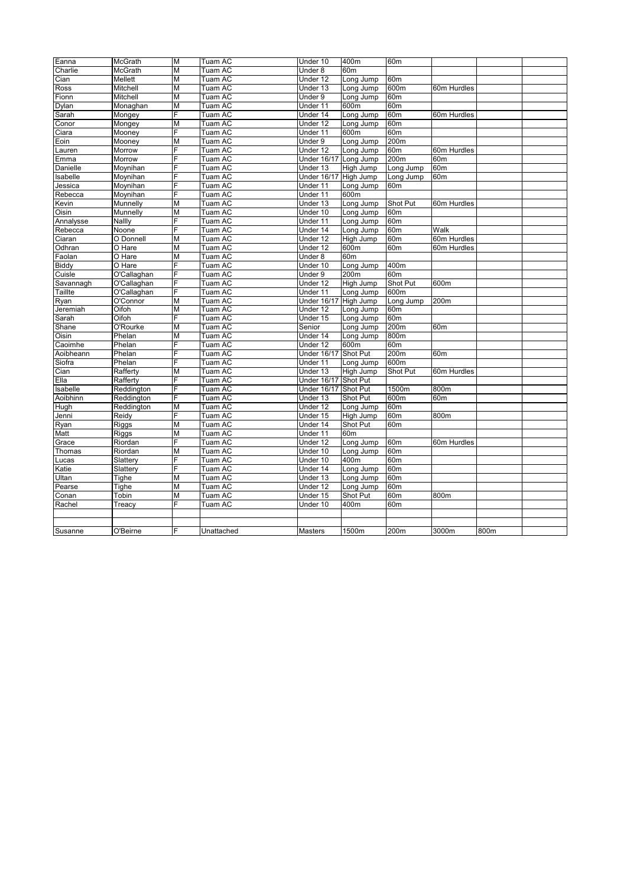| | | | | | | | | | |
|---|---|---|---|---|---|---|---|---|---|
| Eanna | McGrath | M | Tuam AC | Under 10 | 400m | 60m | | | |
| Charlie | McGrath | M | Tuam AC | Under 8 | 60m | | | | |
| Cian | Mellett | M | Tuam AC | Under 12 | Long Jump | 60m | | | |
| Ross | Mitchell | M | Tuam AC | Under 13 | Long Jump | 600m | 60m Hurdles | | |
| Fionn | Mitchell | M | Tuam AC | Under 9 | Long Jump | 60m | | | |
| Dylan | Monaghan | M | Tuam AC | Under 11 | 600m | 60m | | | |
| Sarah | Mongey | F | Tuam AC | Under 14 | Long Jump | 60m | 60m Hurdles | | |
| Conor | Mongey | M | Tuam AC | Under 12 | Long Jump | 60m | | | |
| Ciara | Mooney | F | Tuam AC | Under 11 | 600m | 60m | | | |
| Eoin | Mooney | M | Tuam AC | Under 9 | Long Jump | 200m | | | |
| Lauren | Morrow | F | Tuam AC | Under 12 | Long Jump | 60m | 60m Hurdles | | |
| Emma | Morrow | F | Tuam AC | Under 16/17 | Long Jump | 200m | 60m | | |
| Danielle | Moynihan | F | Tuam AC | Under 13 | High Jump | Long Jump | 60m | | |
| Isabelle | Moynihan | F | Tuam AC | Under 16/17 | High Jump | Long Jump | 60m | | |
| Jessica | Moynihan | F | Tuam AC | Under 11 | Long Jump | 60m | | | |
| Rebecca | Moynihan | F | Tuam AC | Under 11 | 600m | | | | |
| Kevin | Munnelly | M | Tuam AC | Under 13 | Long Jump | Shot Put | 60m Hurdles | | |
| Oisin | Munnelly | M | Tuam AC | Under 10 | Long Jump | 60m | | | |
| Annalysse | Nallly | F | Tuam AC | Under 11 | Long Jump | 60m | | | |
| Rebecca | Noone | F | Tuam AC | Under 14 | Long Jump | 60m | Walk | | |
| Ciaran | O Donnell | M | Tuam AC | Under 12 | High Jump | 60m | 60m Hurdles | | |
| Odhran | O Hare | M | Tuam AC | Under 12 | 600m | 60m | 60m Hurdles | | |
| Faolan | O Hare | M | Tuam AC | Under 8 | 60m | | | | |
| Biddy | O Hare | F | Tuam AC | Under 10 | Long Jump | 400m | | | |
| Cuisle | O'Callaghan | F | Tuam AC | Under 9 | 200m | 60m | | | |
| Savannagh | O'Callaghan | F | Tuam AC | Under 12 | High Jump | Shot Put | 600m | | |
| Taillte | O'Callaghan | F | Tuam AC | Under 11 | Long Jump | 600m | | | |
| Ryan | O'Connor | M | Tuam AC | Under 16/17 | High Jump | Long Jump | 200m | | |
| Jeremiah | Oifoh | M | Tuam AC | Under 12 | Long Jump | 60m | | | |
| Sarah | Oifoh | F | Tuam AC | Under 15 | Long Jump | 60m | | | |
| Shane | O'Rourke | M | Tuam AC | Senior | Long Jump | 200m | 60m | | |
| Oisin | Phelan | M | Tuam AC | Under 14 | Long Jump | 800m | | | |
| Caoimhe | Phelan | F | Tuam AC | Under 12 | 600m | 60m | | | |
| Aoibheann | Phelan | F | Tuam AC | Under 16/17 | Shot Put | 200m | 60m | | |
| Siofra | Phelan | F | Tuam AC | Under 11 | Long Jump | 600m | | | |
| Cian | Rafferty | M | Tuam AC | Under 13 | High Jump | Shot Put | 60m Hurdles | | |
| Ella | Rafferty | F | Tuam AC | Under 16/17 | Shot Put | | | | |
| Isabelle | Reddington | F | Tuam AC | Under 16/17 | Shot Put | 1500m | 800m | | |
| Aoibhinn | Reddington | F | Tuam AC | Under 13 | Shot Put | 600m | 60m | | |
| Hugh | Reddington | M | Tuam AC | Under 12 | Long Jump | 60m | | | |
| Jenni | Reidy | F | Tuam AC | Under 15 | High Jump | 60m | 800m | | |
| Ryan | Riggs | M | Tuam AC | Under 14 | Shot Put | 60m | | | |
| Matt | Riggs | M | Tuam AC | Under 11 | 60m | | | | |
| Grace | Riordan | F | Tuam AC | Under 12 | Long Jump | 60m | 60m Hurdles | | |
| Thomas | Riordan | M | Tuam AC | Under 10 | Long Jump | 60m | | | |
| Lucas | Slattery | F | Tuam AC | Under 10 | 400m | 60m | | | |
| Katie | Slattery | F | Tuam AC | Under 14 | Long Jump | 60m | | | |
| Ultan | Tighe | M | Tuam AC | Under 13 | Long Jump | 60m | | | |
| Pearse | Tighe | M | Tuam AC | Under 12 | Long Jump | 60m | | | |
| Conan | Tobin | M | Tuam AC | Under 15 | Shot Put | 60m | 800m | | |
| Rachel | Treacy | F | Tuam AC | Under 10 | 400m | 60m | | | |
| | | | | | | | | | |
| | | | | | | | | | |
| Susanne | O'Beirne | F | Unattached | Masters | 1500m | 200m | 3000m | 800m | |